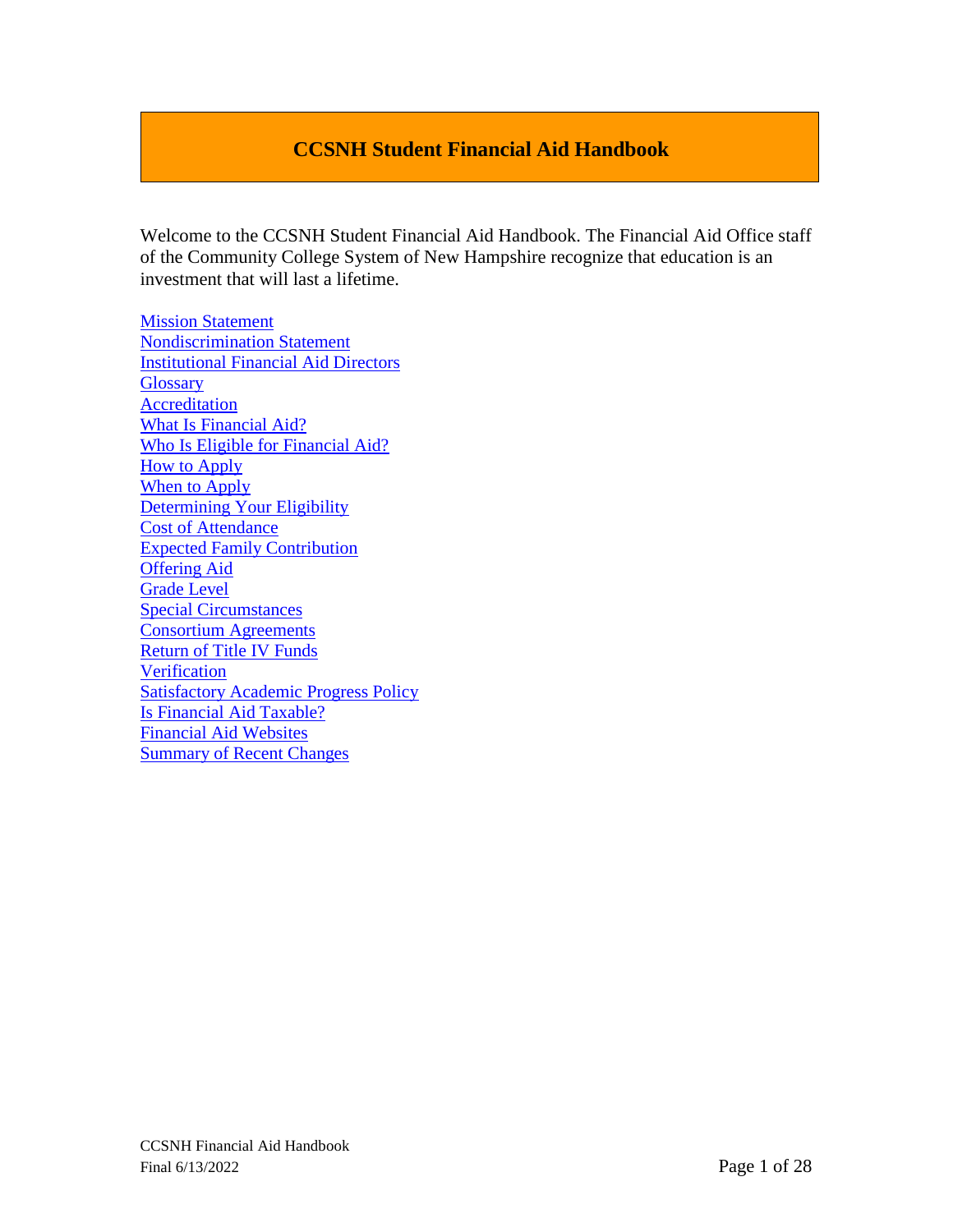# CCSNH Student Financial Aid Handbook

Welcome to the CCSNH Student Financial Aid Handbook. The Financial Aid Office staff of the Community College System of New Hampshire recognize that education is an investment that will last a lifetime.

Mission Statement
Nondiscrimination Statement
Institutional Financial Aid Directors
Glossary
Accreditation
What Is Financial Aid?
Who Is Eligible for Financial Aid?
How to Apply
When to Apply
Determining Your Eligibility
Cost of Attendance
Expected Family Contribution
Offering Aid
Grade Level
Special Circumstances
Consortium Agreements
Return of Title IV Funds
Verification
Satisfactory Academic Progress Policy
Is Financial Aid Taxable?
Financial Aid Websites
Summary of Recent Changes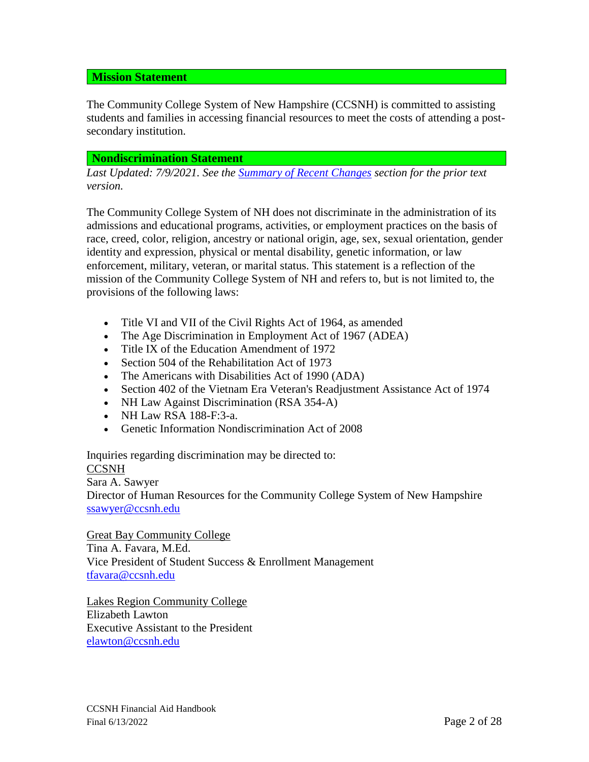## Mission Statement

The Community College System of New Hampshire (CCSNH) is committed to assisting students and families in accessing financial resources to meet the costs of attending a post-secondary institution.

## Nondiscrimination Statement

*Last Updated: 7/9/2021. See the [Summary of Recent Changes](#) section for the prior text version.*

The Community College System of NH does not discriminate in the administration of its admissions and educational programs, activities, or employment practices on the basis of race, creed, color, religion, ancestry or national origin, age, sex, sexual orientation, gender identity and expression, physical or mental disability, genetic information, or law enforcement, military, veteran, or marital status. This statement is a reflection of the mission of the Community College System of NH and refers to, but is not limited to, the provisions of the following laws:

- Title VI and VII of the Civil Rights Act of 1964, as amended
- The Age Discrimination in Employment Act of 1967 (ADEA)
- Title IX of the Education Amendment of 1972
- Section 504 of the Rehabilitation Act of 1973
- The Americans with Disabilities Act of 1990 (ADA)
- Section 402 of the Vietnam Era Veteran's Readjustment Assistance Act of 1974
- NH Law Against Discrimination (RSA 354-A)
- NH Law RSA 188-F:3-a.
- Genetic Information Nondiscrimination Act of 2008

Inquiries regarding discrimination may be directed to:
CCSNH
Sara A. Sawyer
Director of Human Resources for the Community College System of New Hampshire
ssawyer@ccsnh.edu

Great Bay Community College
Tina A. Favara, M.Ed.
Vice President of Student Success & Enrollment Management
tfavara@ccsnh.edu

Lakes Region Community College
Elizabeth Lawton
Executive Assistant to the President
elawton@ccsnh.edu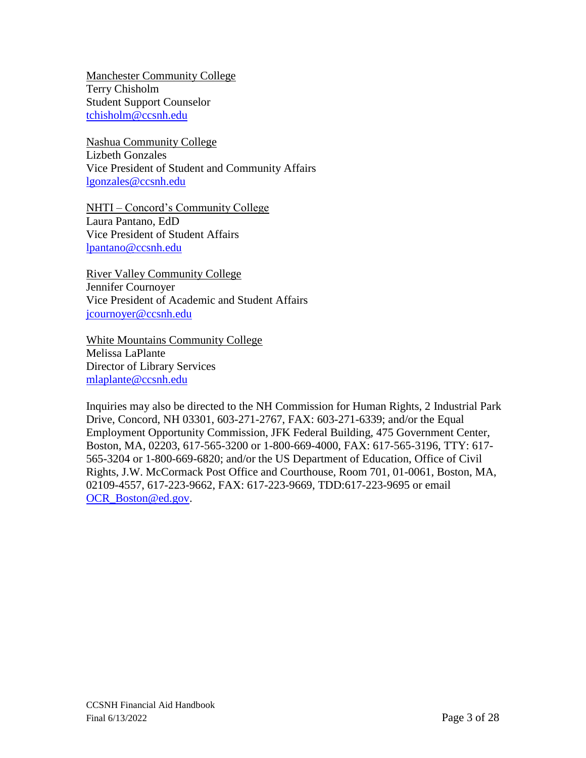Manchester Community College
Terry Chisholm
Student Support Counselor
tchisholm@ccsnh.edu

Nashua Community College
Lizbeth Gonzales
Vice President of Student and Community Affairs
lgonzales@ccsnh.edu

NHTI – Concord's Community College
Laura Pantano, EdD
Vice President of Student Affairs
lpantano@ccsnh.edu

River Valley Community College
Jennifer Cournoyer
Vice President of Academic and Student Affairs
jcournoyer@ccsnh.edu

White Mountains Community College
Melissa LaPlante
Director of Library Services
mlaplante@ccsnh.edu

Inquiries may also be directed to the NH Commission for Human Rights, 2 Industrial Park Drive, Concord, NH 03301, 603-271-2767, FAX: 603-271-6339; and/or the Equal Employment Opportunity Commission, JFK Federal Building, 475 Government Center, Boston, MA, 02203, 617-565-3200 or 1-800-669-4000, FAX: 617-565-3196, TTY: 617-565-3204 or 1-800-669-6820; and/or the US Department of Education, Office of Civil Rights, J.W. McCormack Post Office and Courthouse, Room 701, 01-0061, Boston, MA, 02109-4557, 617-223-9662, FAX: 617-223-9669, TDD:617-223-9695 or email OCR_Boston@ed.gov.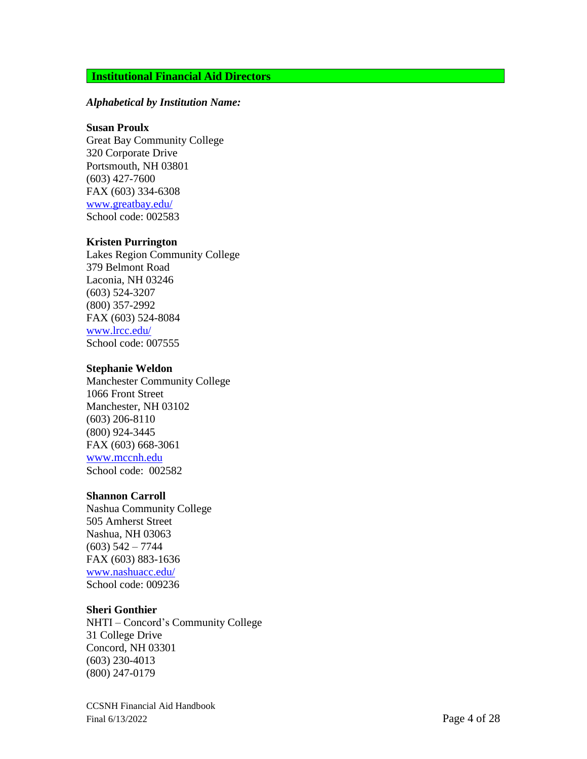## Institutional Financial Aid Directors

***Alphabetical by Institution Name:***

**Susan Proulx**
Great Bay Community College
320 Corporate Drive
Portsmouth, NH 03801
(603) 427-7600
FAX (603) 334-6308
[www.greatbay.edu/](www.greatbay.edu/)
School code: 002583

**Kristen Purrington**
Lakes Region Community College
379 Belmont Road
Laconia, NH 03246
(603) 524-3207
(800) 357-2992
FAX (603) 524-8084
[www.lrcc.edu/](www.lrcc.edu/)
School code: 007555

**Stephanie Weldon**
Manchester Community College
1066 Front Street
Manchester, NH 03102
(603) 206-8110
(800) 924-3445
FAX (603) 668-3061
[www.mccnh.edu](www.mccnh.edu)
School code: 002582

**Shannon Carroll**
Nashua Community College
505 Amherst Street
Nashua, NH 03063
(603) 542 – 7744
FAX (603) 883-1636
[www.nashuacc.edu/](www.nashuacc.edu/)
School code: 009236

**Sheri Gonthier**
NHTI – Concord's Community College
31 College Drive
Concord, NH 03301
(603) 230-4013
(800) 247-0179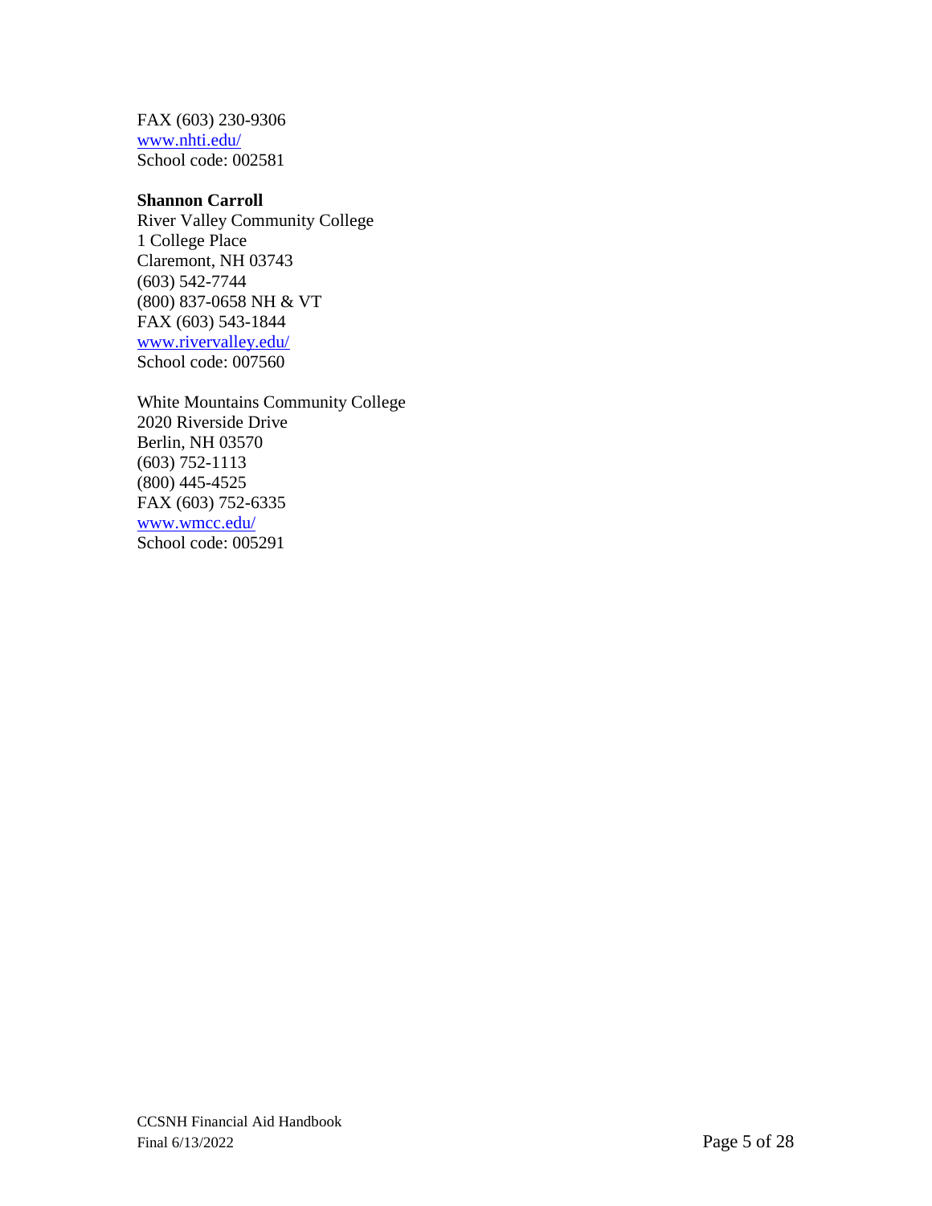FAX (603) 230-9306
[www.nhti.edu/](http://www.nhti.edu/)
School code: 002581

**Shannon Carroll**
River Valley Community College
1 College Place
Claremont, NH 03743
(603) 542-7744
(800) 837-0658 NH & VT
FAX (603) 543-1844
[www.rivervalley.edu/](http://www.rivervalley.edu/)
School code: 007560

White Mountains Community College
2020 Riverside Drive
Berlin, NH 03570
(603) 752-1113
(800) 445-4525
FAX (603) 752-6335
[www.wmcc.edu/](http://www.wmcc.edu/)
School code: 005291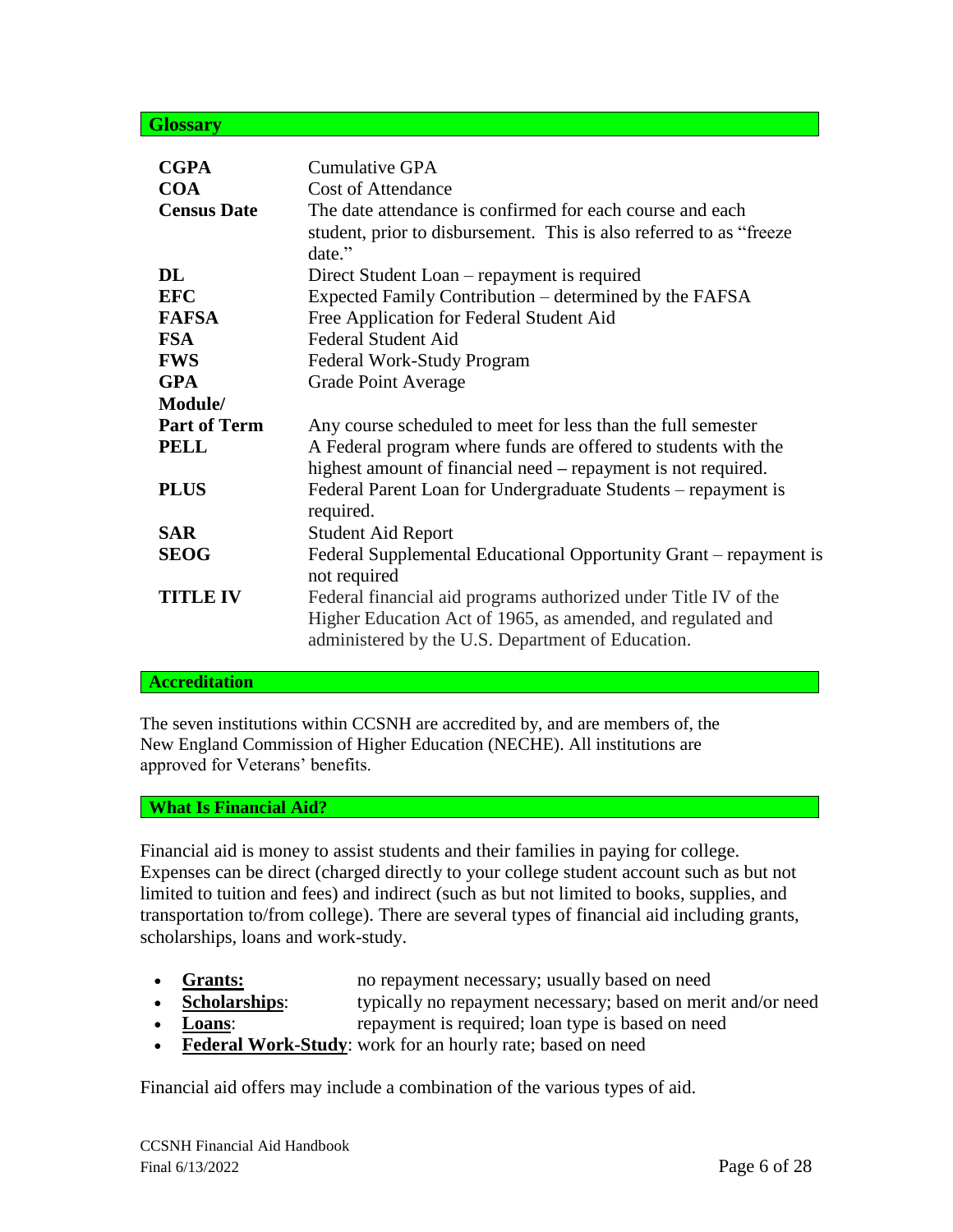## Glossary

| | |
|---|---|
| **CGPA** | Cumulative GPA |
| **COA** | Cost of Attendance |
| **Census Date** | The date attendance is confirmed for each course and each student, prior to disbursement. This is also referred to as "freeze date." |
| **DL** | Direct Student Loan – repayment is required |
| **EFC** | Expected Family Contribution – determined by the FAFSA |
| **FAFSA** | Free Application for Federal Student Aid |
| **FSA** | Federal Student Aid |
| **FWS** | Federal Work-Study Program |
| **GPA** | Grade Point Average |
| **Module/ Part of Term** | Any course scheduled to meet for less than the full semester |
| **PELL** | A Federal program where funds are offered to students with the highest amount of financial need – repayment is not required. |
| **PLUS** | Federal Parent Loan for Undergraduate Students – repayment is required. |
| **SAR** | Student Aid Report |
| **SEOG** | Federal Supplemental Educational Opportunity Grant – repayment is not required |
| **TITLE IV** | Federal financial aid programs authorized under Title IV of the Higher Education Act of 1965, as amended, and regulated and administered by the U.S. Department of Education. |

## Accreditation

The seven institutions within CCSNH are accredited by, and are members of, the New England Commission of Higher Education (NECHE). All institutions are approved for Veterans' benefits.

## What Is Financial Aid?

Financial aid is money to assist students and their families in paying for college. Expenses can be direct (charged directly to your college student account such as but not limited to tuition and fees) and indirect (such as but not limited to books, supplies, and transportation to/from college). There are several types of financial aid including grants, scholarships, loans and work-study.

- **Grants:** no repayment necessary; usually based on need
- **Scholarships**: typically no repayment necessary; based on merit and/or need
- **Loans**: repayment is required; loan type is based on need
- **Federal Work-Study**: work for an hourly rate; based on need

Financial aid offers may include a combination of the various types of aid.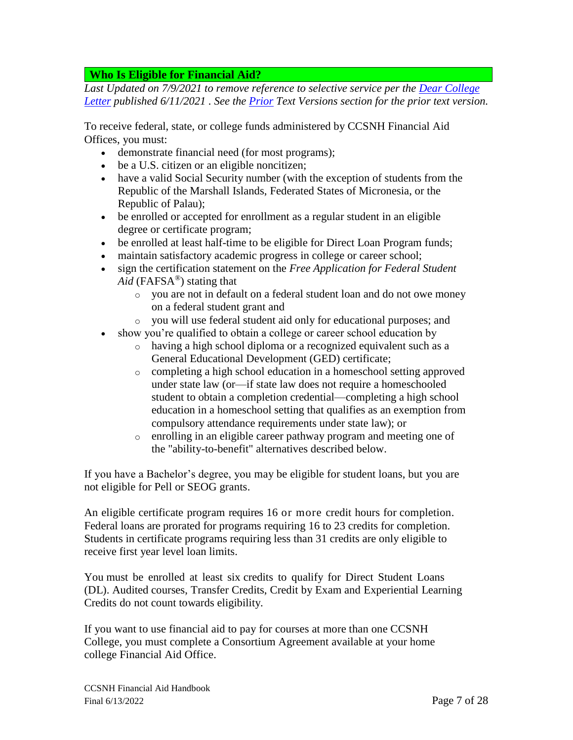## Who Is Eligible for Financial Aid?

*Last Updated on 7/9/2021 to remove reference to selective service per the Dear College Letter published 6/11/2021 . See the Prior Text Versions section for the prior text version.*

To receive federal, state, or college funds administered by CCSNH Financial Aid Offices, you must:

- demonstrate financial need (for most programs);
- be a U.S. citizen or an eligible noncitizen;
- have a valid Social Security number (with the exception of students from the Republic of the Marshall Islands, Federated States of Micronesia, or the Republic of Palau);
- be enrolled or accepted for enrollment as a regular student in an eligible degree or certificate program;
- be enrolled at least half-time to be eligible for Direct Loan Program funds;
- maintain satisfactory academic progress in college or career school;
- sign the certification statement on the *Free Application for Federal Student Aid* (FAFSA®) stating that
  - you are not in default on a federal student loan and do not owe money on a federal student grant and
  - you will use federal student aid only for educational purposes; and
- show you're qualified to obtain a college or career school education by
  - having a high school diploma or a recognized equivalent such as a General Educational Development (GED) certificate;
  - completing a high school education in a homeschool setting approved under state law (or—if state law does not require a homeschooled student to obtain a completion credential—completing a high school education in a homeschool setting that qualifies as an exemption from compulsory attendance requirements under state law); or
  - enrolling in an eligible career pathway program and meeting one of the "ability-to-benefit" alternatives described below.

If you have a Bachelor's degree, you may be eligible for student loans, but you are not eligible for Pell or SEOG grants.

An eligible certificate program requires 16 or more credit hours for completion. Federal loans are prorated for programs requiring 16 to 23 credits for completion. Students in certificate programs requiring less than 31 credits are only eligible to receive first year level loan limits.

You must be enrolled at least six credits to qualify for Direct Student Loans (DL). Audited courses, Transfer Credits, Credit by Exam and Experiential Learning Credits do not count towards eligibility.

If you want to use financial aid to pay for courses at more than one CCSNH College, you must complete a Consortium Agreement available at your home college Financial Aid Office.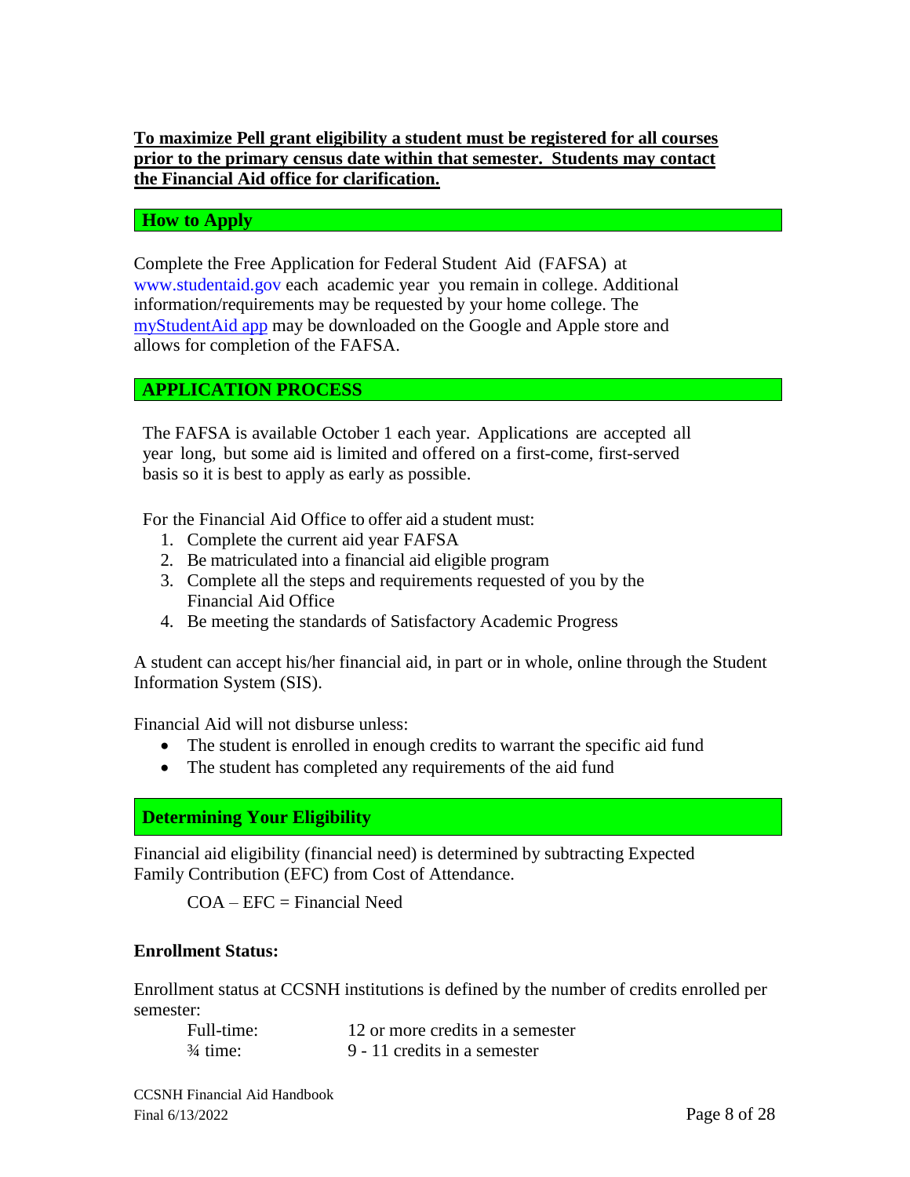**To maximize Pell grant eligibility a student must be registered for all courses prior to the primary census date within that semester. Students may contact the Financial Aid office for clarification.**

## How to Apply

Complete the Free Application for Federal Student Aid (FAFSA) at www.studentaid.gov each academic year you remain in college. Additional information/requirements may be requested by your home college. The myStudentAid app may be downloaded on the Google and Apple store and allows for completion of the FAFSA.

## APPLICATION PROCESS

The FAFSA is available October 1 each year. Applications are accepted all year long, but some aid is limited and offered on a first-come, first-served basis so it is best to apply as early as possible.

For the Financial Aid Office to offer aid a student must:

1. Complete the current aid year FAFSA
2. Be matriculated into a financial aid eligible program
3. Complete all the steps and requirements requested of you by the Financial Aid Office
4. Be meeting the standards of Satisfactory Academic Progress

A student can accept his/her financial aid, in part or in whole, online through the Student Information System (SIS).

Financial Aid will not disburse unless:

- The student is enrolled in enough credits to warrant the specific aid fund
- The student has completed any requirements of the aid fund

## Determining Your Eligibility

Financial aid eligibility (financial need) is determined by subtracting Expected Family Contribution (EFC) from Cost of Attendance.

COA – EFC = Financial Need

**Enrollment Status:**

Enrollment status at CCSNH institutions is defined by the number of credits enrolled per semester:

| | |
|---|---|
| Full-time: | 12 or more credits in a semester |
| ¾ time: | 9 - 11 credits in a semester |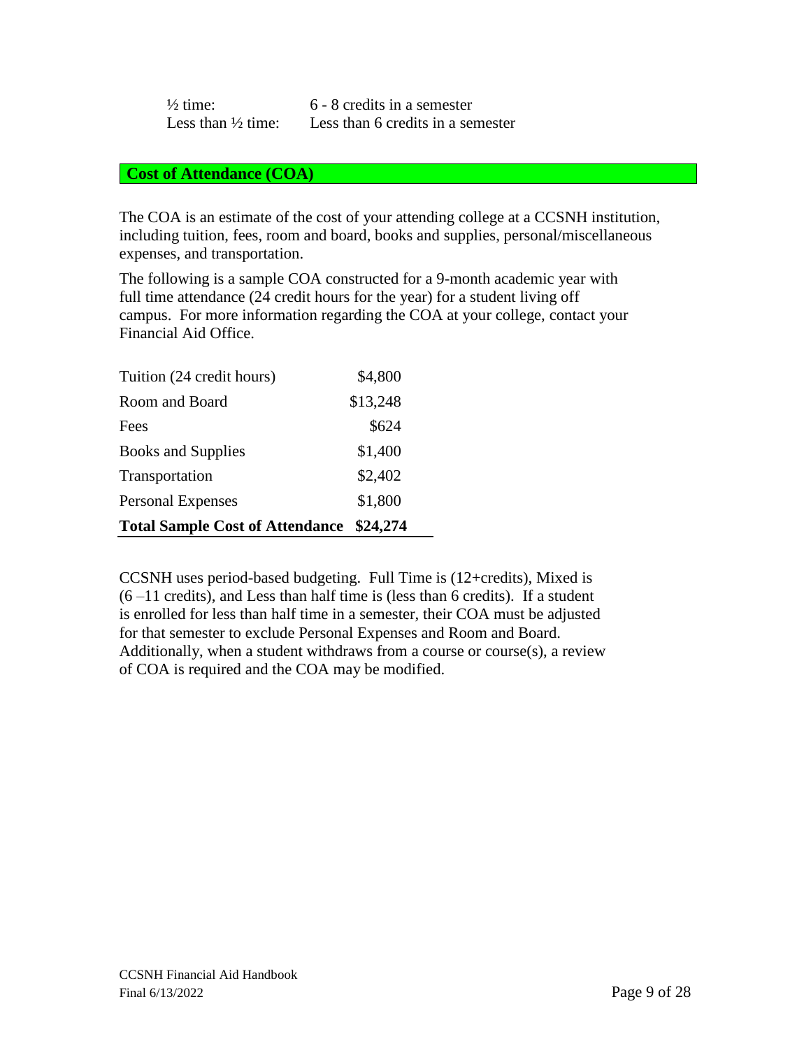| | |
|---|---|
| ½ time: | 6 - 8 credits in a semester |
| Less than ½ time: | Less than 6 credits in a semester |

## Cost of Attendance (COA)

The COA is an estimate of the cost of your attending college at a CCSNH institution, including tuition, fees, room and board, books and supplies, personal/miscellaneous expenses, and transportation.

The following is a sample COA constructed for a 9-month academic year with full time attendance (24 credit hours for the year) for a student living off campus. For more information regarding the COA at your college, contact your Financial Aid Office.

| Item | Amount |
|---|---|
| Tuition (24 credit hours) | $4,800 |
| Room and Board | $13,248 |
| Fees | $624 |
| Books and Supplies | $1,400 |
| Transportation | $2,402 |
| Personal Expenses | $1,800 |
| **Total Sample Cost of Attendance** | **$24,274** |

CCSNH uses period-based budgeting. Full Time is (12+credits), Mixed is (6 –11 credits), and Less than half time is (less than 6 credits). If a student is enrolled for less than half time in a semester, their COA must be adjusted for that semester to exclude Personal Expenses and Room and Board. Additionally, when a student withdraws from a course or course(s), a review of COA is required and the COA may be modified.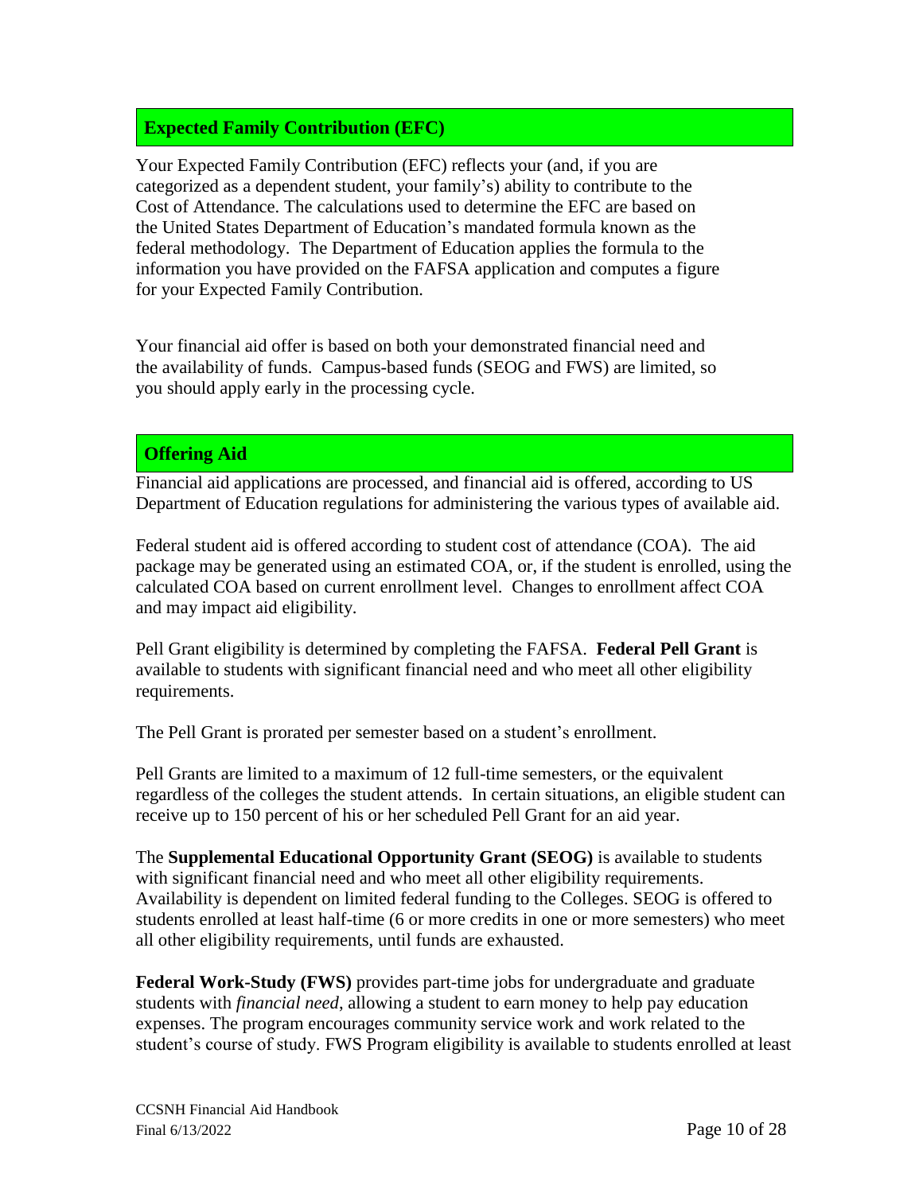## Expected Family Contribution (EFC)

Your Expected Family Contribution (EFC) reflects your (and, if you are categorized as a dependent student, your family's) ability to contribute to the Cost of Attendance. The calculations used to determine the EFC are based on the United States Department of Education's mandated formula known as the federal methodology. The Department of Education applies the formula to the information you have provided on the FAFSA application and computes a figure for your Expected Family Contribution.

Your financial aid offer is based on both your demonstrated financial need and the availability of funds. Campus-based funds (SEOG and FWS) are limited, so you should apply early in the processing cycle.

## Offering Aid

Financial aid applications are processed, and financial aid is offered, according to US Department of Education regulations for administering the various types of available aid.

Federal student aid is offered according to student cost of attendance (COA). The aid package may be generated using an estimated COA, or, if the student is enrolled, using the calculated COA based on current enrollment level. Changes to enrollment affect COA and may impact aid eligibility.

Pell Grant eligibility is determined by completing the FAFSA. **Federal Pell Grant** is available to students with significant financial need and who meet all other eligibility requirements.

The Pell Grant is prorated per semester based on a student's enrollment.

Pell Grants are limited to a maximum of 12 full-time semesters, or the equivalent regardless of the colleges the student attends. In certain situations, an eligible student can receive up to 150 percent of his or her scheduled Pell Grant for an aid year.

The **Supplemental Educational Opportunity Grant (SEOG)** is available to students with significant financial need and who meet all other eligibility requirements. Availability is dependent on limited federal funding to the Colleges. SEOG is offered to students enrolled at least half-time (6 or more credits in one or more semesters) who meet all other eligibility requirements, until funds are exhausted.

**Federal Work-Study (FWS)** provides part-time jobs for undergraduate and graduate students with *financial need*, allowing a student to earn money to help pay education expenses. The program encourages community service work and work related to the student's course of study. FWS Program eligibility is available to students enrolled at least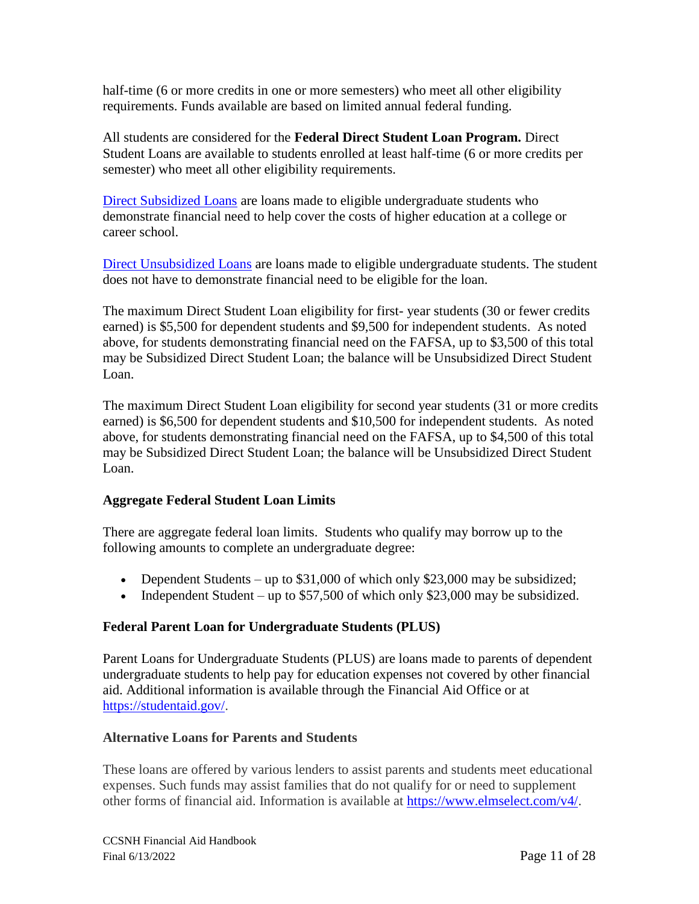half-time (6 or more credits in one or more semesters) who meet all other eligibility requirements. Funds available are based on limited annual federal funding.

All students are considered for the **Federal Direct Student Loan Program.** Direct Student Loans are available to students enrolled at least half-time (6 or more credits per semester) who meet all other eligibility requirements.

[Direct Subsidized Loans](#) are loans made to eligible undergraduate students who demonstrate financial need to help cover the costs of higher education at a college or career school.

[Direct Unsubsidized Loans](#) are loans made to eligible undergraduate students. The student does not have to demonstrate financial need to be eligible for the loan.

The maximum Direct Student Loan eligibility for first- year students (30 or fewer credits earned) is $5,500 for dependent students and $9,500 for independent students. As noted above, for students demonstrating financial need on the FAFSA, up to $3,500 of this total may be Subsidized Direct Student Loan; the balance will be Unsubsidized Direct Student Loan.

The maximum Direct Student Loan eligibility for second year students (31 or more credits earned) is $6,500 for dependent students and $10,500 for independent students. As noted above, for students demonstrating financial need on the FAFSA, up to $4,500 of this total may be Subsidized Direct Student Loan; the balance will be Unsubsidized Direct Student Loan.

### Aggregate Federal Student Loan Limits

There are aggregate federal loan limits. Students who qualify may borrow up to the following amounts to complete an undergraduate degree:

- Dependent Students – up to $31,000 of which only $23,000 may be subsidized;
- Independent Student – up to $57,500 of which only $23,000 may be subsidized.

### Federal Parent Loan for Undergraduate Students (PLUS)

Parent Loans for Undergraduate Students (PLUS) are loans made to parents of dependent undergraduate students to help pay for education expenses not covered by other financial aid. Additional information is available through the Financial Aid Office or at https://studentaid.gov/.

### Alternative Loans for Parents and Students

These loans are offered by various lenders to assist parents and students meet educational expenses. Such funds may assist families that do not qualify for or need to supplement other forms of financial aid. Information is available at https://www.elmselect.com/v4/.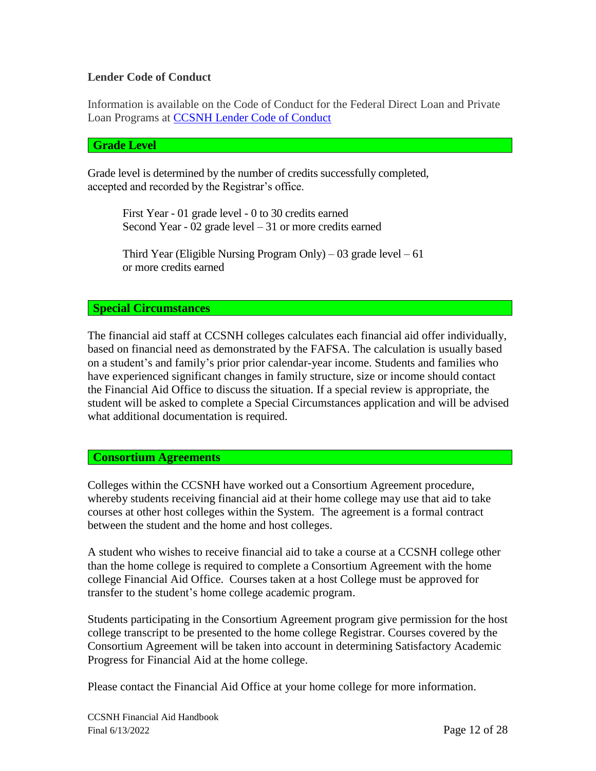**Lender Code of Conduct**

Information is available on the Code of Conduct for the Federal Direct Loan and Private Loan Programs at [CCSNH Lender Code of Conduct]

## Grade Level

Grade level is determined by the number of credits successfully completed, accepted and recorded by the Registrar's office.

First Year - 01 grade level - 0 to 30 credits earned
Second Year - 02 grade level – 31 or more credits earned

Third Year (Eligible Nursing Program Only) – 03 grade level – 61 or more credits earned

## Special Circumstances

The financial aid staff at CCSNH colleges calculates each financial aid offer individually, based on financial need as demonstrated by the FAFSA. The calculation is usually based on a student's and family's prior prior calendar-year income. Students and families who have experienced significant changes in family structure, size or income should contact the Financial Aid Office to discuss the situation. If a special review is appropriate, the student will be asked to complete a Special Circumstances application and will be advised what additional documentation is required.

## Consortium Agreements

Colleges within the CCSNH have worked out a Consortium Agreement procedure, whereby students receiving financial aid at their home college may use that aid to take courses at other host colleges within the System. The agreement is a formal contract between the student and the home and host colleges.

A student who wishes to receive financial aid to take a course at a CCSNH college other than the home college is required to complete a Consortium Agreement with the home college Financial Aid Office. Courses taken at a host College must be approved for transfer to the student's home college academic program.

Students participating in the Consortium Agreement program give permission for the host college transcript to be presented to the home college Registrar. Courses covered by the Consortium Agreement will be taken into account in determining Satisfactory Academic Progress for Financial Aid at the home college.

Please contact the Financial Aid Office at your home college for more information.

CCSNH Financial Aid Handbook
Final 6/13/2022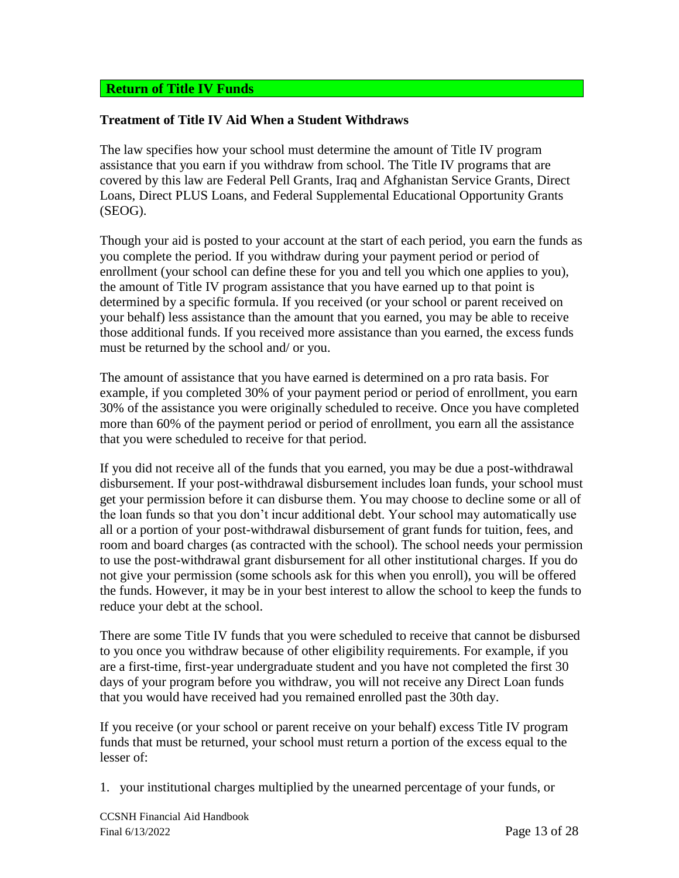## Return of Title IV Funds

### Treatment of Title IV Aid When a Student Withdraws

The law specifies how your school must determine the amount of Title IV program assistance that you earn if you withdraw from school. The Title IV programs that are covered by this law are Federal Pell Grants, Iraq and Afghanistan Service Grants, Direct Loans, Direct PLUS Loans, and Federal Supplemental Educational Opportunity Grants (SEOG).

Though your aid is posted to your account at the start of each period, you earn the funds as you complete the period. If you withdraw during your payment period or period of enrollment (your school can define these for you and tell you which one applies to you), the amount of Title IV program assistance that you have earned up to that point is determined by a specific formula. If you received (or your school or parent received on your behalf) less assistance than the amount that you earned, you may be able to receive those additional funds. If you received more assistance than you earned, the excess funds must be returned by the school and/ or you.

The amount of assistance that you have earned is determined on a pro rata basis. For example, if you completed 30% of your payment period or period of enrollment, you earn 30% of the assistance you were originally scheduled to receive. Once you have completed more than 60% of the payment period or period of enrollment, you earn all the assistance that you were scheduled to receive for that period.

If you did not receive all of the funds that you earned, you may be due a post-withdrawal disbursement. If your post-withdrawal disbursement includes loan funds, your school must get your permission before it can disburse them. You may choose to decline some or all of the loan funds so that you don't incur additional debt. Your school may automatically use all or a portion of your post-withdrawal disbursement of grant funds for tuition, fees, and room and board charges (as contracted with the school). The school needs your permission to use the post-withdrawal grant disbursement for all other institutional charges. If you do not give your permission (some schools ask for this when you enroll), you will be offered the funds. However, it may be in your best interest to allow the school to keep the funds to reduce your debt at the school.

There are some Title IV funds that you were scheduled to receive that cannot be disbursed to you once you withdraw because of other eligibility requirements. For example, if you are a first-time, first-year undergraduate student and you have not completed the first 30 days of your program before you withdraw, you will not receive any Direct Loan funds that you would have received had you remained enrolled past the 30th day.

If you receive (or your school or parent receive on your behalf) excess Title IV program funds that must be returned, your school must return a portion of the excess equal to the lesser of:

1. your institutional charges multiplied by the unearned percentage of your funds, or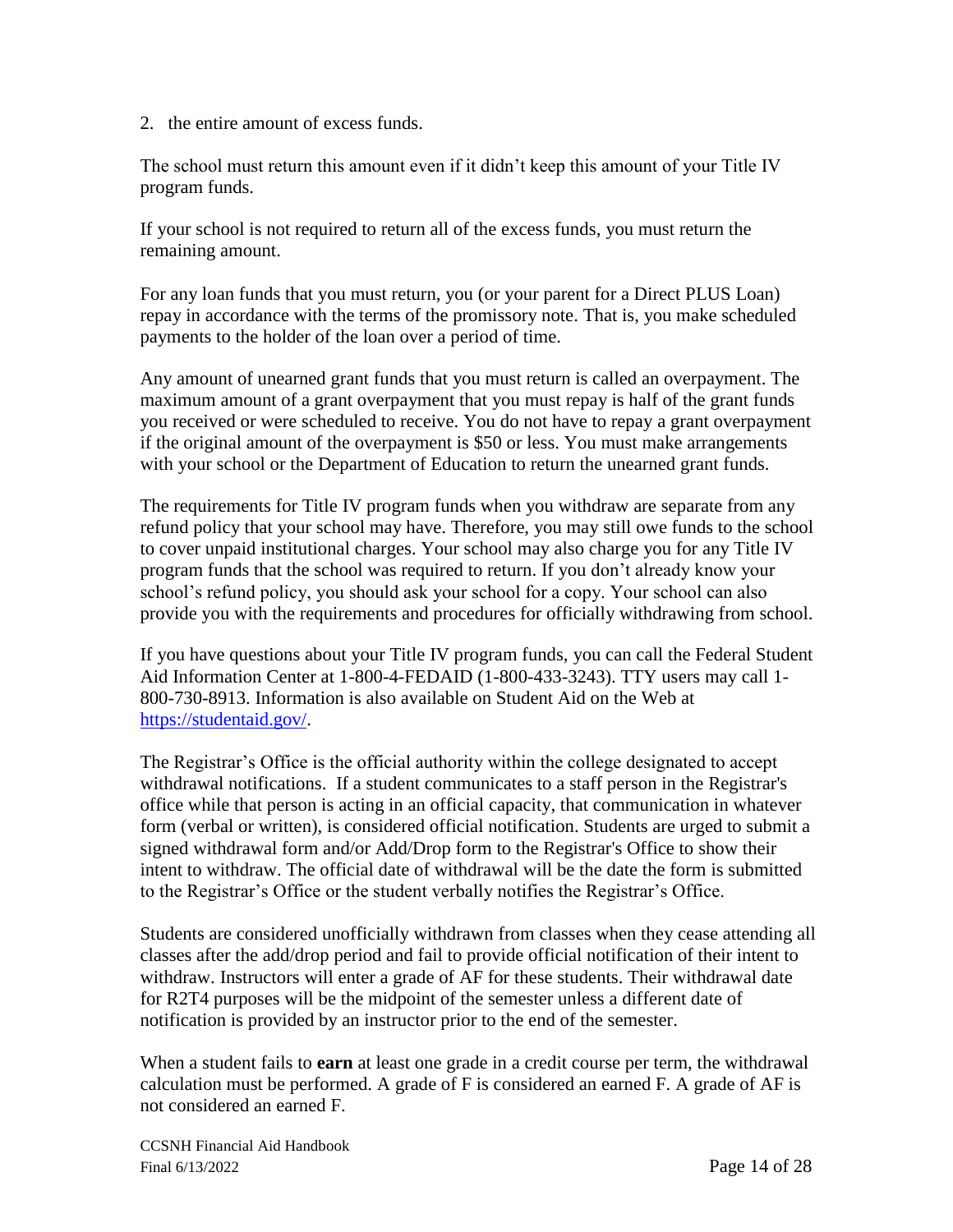2. the entire amount of excess funds.

The school must return this amount even if it didn't keep this amount of your Title IV program funds.

If your school is not required to return all of the excess funds, you must return the remaining amount.

For any loan funds that you must return, you (or your parent for a Direct PLUS Loan) repay in accordance with the terms of the promissory note. That is, you make scheduled payments to the holder of the loan over a period of time.

Any amount of unearned grant funds that you must return is called an overpayment. The maximum amount of a grant overpayment that you must repay is half of the grant funds you received or were scheduled to receive. You do not have to repay a grant overpayment if the original amount of the overpayment is $50 or less. You must make arrangements with your school or the Department of Education to return the unearned grant funds.

The requirements for Title IV program funds when you withdraw are separate from any refund policy that your school may have. Therefore, you may still owe funds to the school to cover unpaid institutional charges. Your school may also charge you for any Title IV program funds that the school was required to return. If you don't already know your school's refund policy, you should ask your school for a copy. Your school can also provide you with the requirements and procedures for officially withdrawing from school.

If you have questions about your Title IV program funds, you can call the Federal Student Aid Information Center at 1-800-4-FEDAID (1-800-433-3243). TTY users may call 1-800-730-8913. Information is also available on Student Aid on the Web at [https://studentaid.gov/](https://studentaid.gov/).

The Registrar's Office is the official authority within the college designated to accept withdrawal notifications. If a student communicates to a staff person in the Registrar's office while that person is acting in an official capacity, that communication in whatever form (verbal or written), is considered official notification. Students are urged to submit a signed withdrawal form and/or Add/Drop form to the Registrar's Office to show their intent to withdraw. The official date of withdrawal will be the date the form is submitted to the Registrar's Office or the student verbally notifies the Registrar's Office.

Students are considered unofficially withdrawn from classes when they cease attending all classes after the add/drop period and fail to provide official notification of their intent to withdraw. Instructors will enter a grade of AF for these students. Their withdrawal date for R2T4 purposes will be the midpoint of the semester unless a different date of notification is provided by an instructor prior to the end of the semester.

When a student fails to **earn** at least one grade in a credit course per term, the withdrawal calculation must be performed. A grade of F is considered an earned F. A grade of AF is not considered an earned F.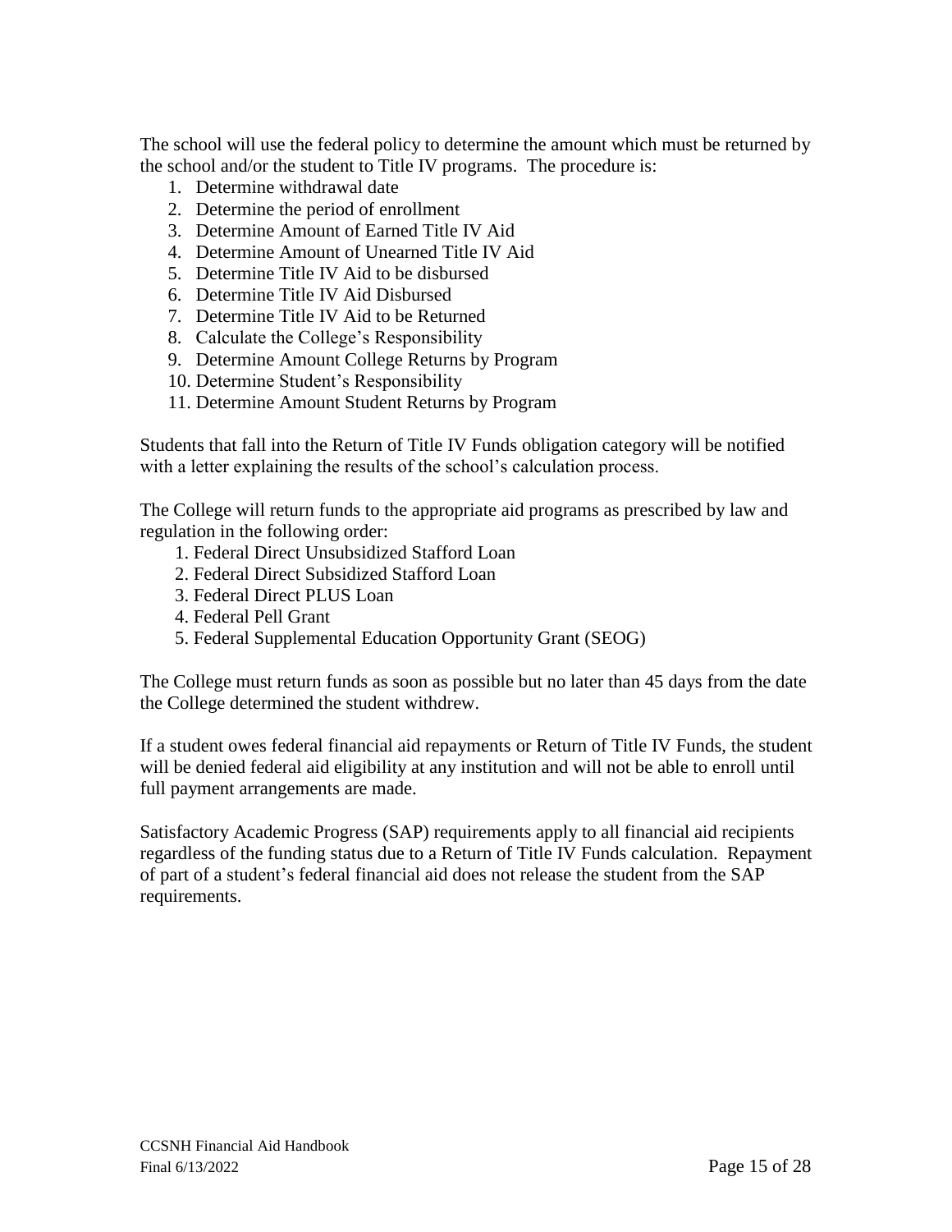The school will use the federal policy to determine the amount which must be returned by the school and/or the student to Title IV programs. The procedure is:

1. Determine withdrawal date
2. Determine the period of enrollment
3. Determine Amount of Earned Title IV Aid
4. Determine Amount of Unearned Title IV Aid
5. Determine Title IV Aid to be disbursed
6. Determine Title IV Aid Disbursed
7. Determine Title IV Aid to be Returned
8. Calculate the College's Responsibility
9. Determine Amount College Returns by Program
10. Determine Student's Responsibility
11. Determine Amount Student Returns by Program

Students that fall into the Return of Title IV Funds obligation category will be notified with a letter explaining the results of the school's calculation process.

The College will return funds to the appropriate aid programs as prescribed by law and regulation in the following order:

1. Federal Direct Unsubsidized Stafford Loan
2. Federal Direct Subsidized Stafford Loan
3. Federal Direct PLUS Loan
4. Federal Pell Grant
5. Federal Supplemental Education Opportunity Grant (SEOG)

The College must return funds as soon as possible but no later than 45 days from the date the College determined the student withdrew.

If a student owes federal financial aid repayments or Return of Title IV Funds, the student will be denied federal aid eligibility at any institution and will not be able to enroll until full payment arrangements are made.

Satisfactory Academic Progress (SAP) requirements apply to all financial aid recipients regardless of the funding status due to a Return of Title IV Funds calculation. Repayment of part of a student's federal financial aid does not release the student from the SAP requirements.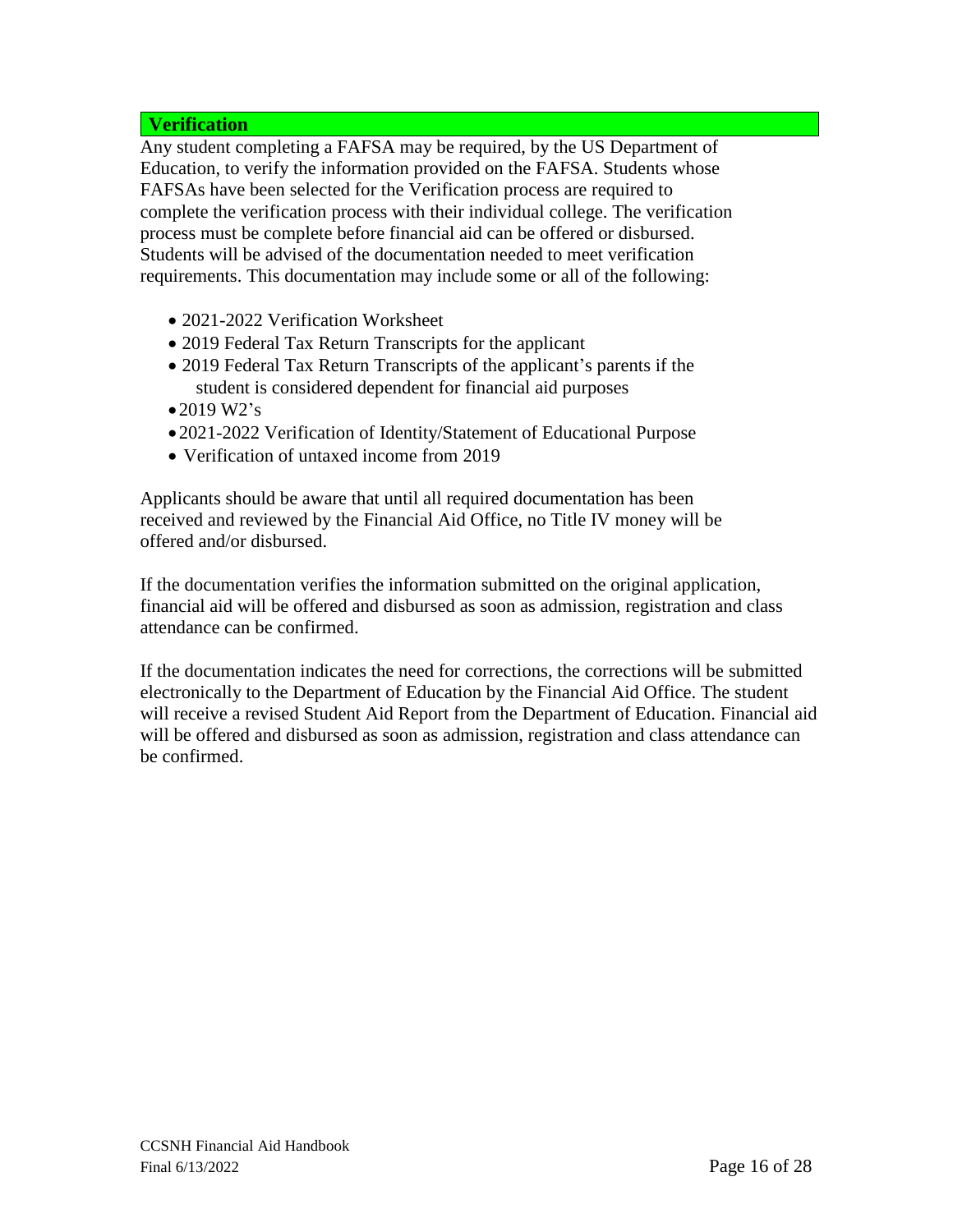## Verification

Any student completing a FAFSA may be required, by the US Department of Education, to verify the information provided on the FAFSA. Students whose FAFSAs have been selected for the Verification process are required to complete the verification process with their individual college. The verification process must be complete before financial aid can be offered or disbursed. Students will be advised of the documentation needed to meet verification requirements. This documentation may include some or all of the following:

- 2021-2022 Verification Worksheet
- 2019 Federal Tax Return Transcripts for the applicant
- 2019 Federal Tax Return Transcripts of the applicant's parents if the student is considered dependent for financial aid purposes
- 2019 W2's
- 2021-2022 Verification of Identity/Statement of Educational Purpose
- Verification of untaxed income from 2019

Applicants should be aware that until all required documentation has been received and reviewed by the Financial Aid Office, no Title IV money will be offered and/or disbursed.

If the documentation verifies the information submitted on the original application, financial aid will be offered and disbursed as soon as admission, registration and class attendance can be confirmed.

If the documentation indicates the need for corrections, the corrections will be submitted electronically to the Department of Education by the Financial Aid Office. The student will receive a revised Student Aid Report from the Department of Education. Financial aid will be offered and disbursed as soon as admission, registration and class attendance can be confirmed.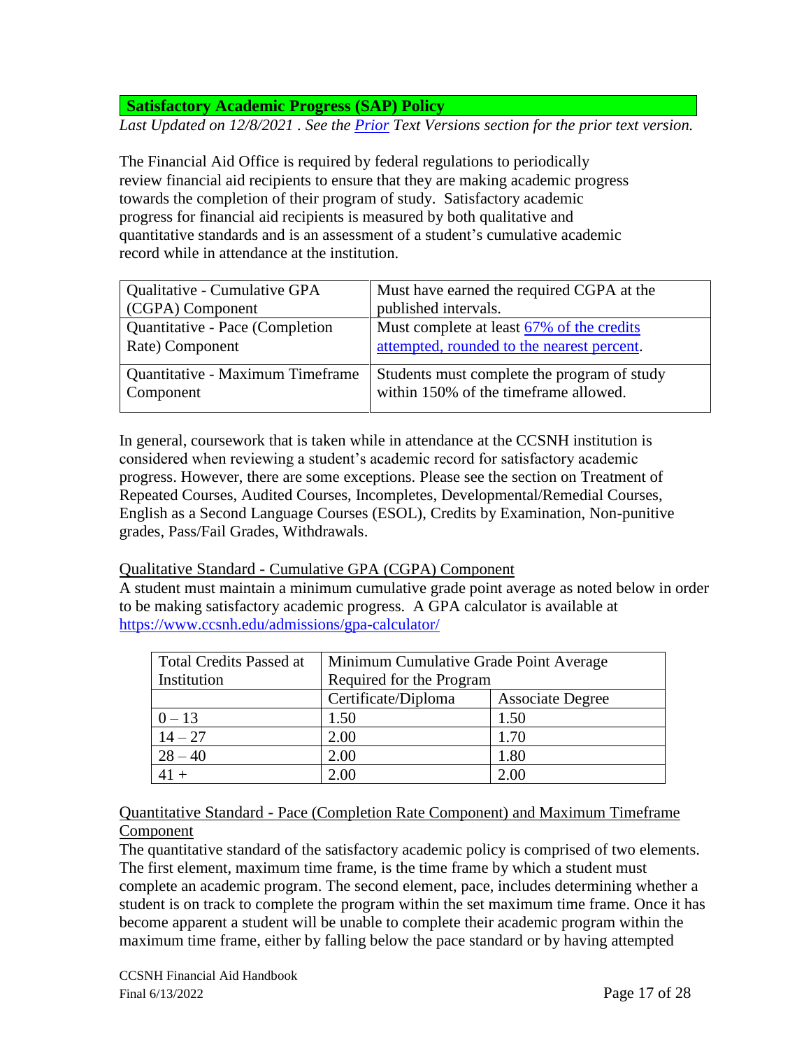## Satisfactory Academic Progress (SAP) Policy

*Last Updated on 12/8/2021 . See the Prior Text Versions section for the prior text version.*

The Financial Aid Office is required by federal regulations to periodically review financial aid recipients to ensure that they are making academic progress towards the completion of their program of study. Satisfactory academic progress for financial aid recipients is measured by both qualitative and quantitative standards and is an assessment of a student's cumulative academic record while in attendance at the institution.

| Qualitative - Cumulative GPA (CGPA) Component | Must have earned the required CGPA at the published intervals. |
|---|---|
| Quantitative - Pace (Completion Rate) Component | Must complete at least 67% of the credits attempted, rounded to the nearest percent. |
| Quantitative - Maximum Timeframe Component | Students must complete the program of study within 150% of the timeframe allowed. |

In general, coursework that is taken while in attendance at the CCSNH institution is considered when reviewing a student's academic record for satisfactory academic progress. However, there are some exceptions. Please see the section on Treatment of Repeated Courses, Audited Courses, Incompletes, Developmental/Remedial Courses, English as a Second Language Courses (ESOL), Credits by Examination, Non-punitive grades, Pass/Fail Grades, Withdrawals.

### Qualitative Standard - Cumulative GPA (CGPA) Component

A student must maintain a minimum cumulative grade point average as noted below in order to be making satisfactory academic progress. A GPA calculator is available at https://www.ccsnh.edu/admissions/gpa-calculator/

| Total Credits Passed at Institution | Minimum Cumulative Grade Point Average Required for the Program | |
|---|---|---|
| | Certificate/Diploma | Associate Degree |
| 0 – 13 | 1.50 | 1.50 |
| 14 – 27 | 2.00 | 1.70 |
| 28 – 40 | 2.00 | 1.80 |
| 41 + | 2.00 | 2.00 |

### Quantitative Standard - Pace (Completion Rate Component) and Maximum Timeframe Component

The quantitative standard of the satisfactory academic policy is comprised of two elements. The first element, maximum time frame, is the time frame by which a student must complete an academic program. The second element, pace, includes determining whether a student is on track to complete the program within the set maximum time frame. Once it has become apparent a student will be unable to complete their academic program within the maximum time frame, either by falling below the pace standard or by having attempted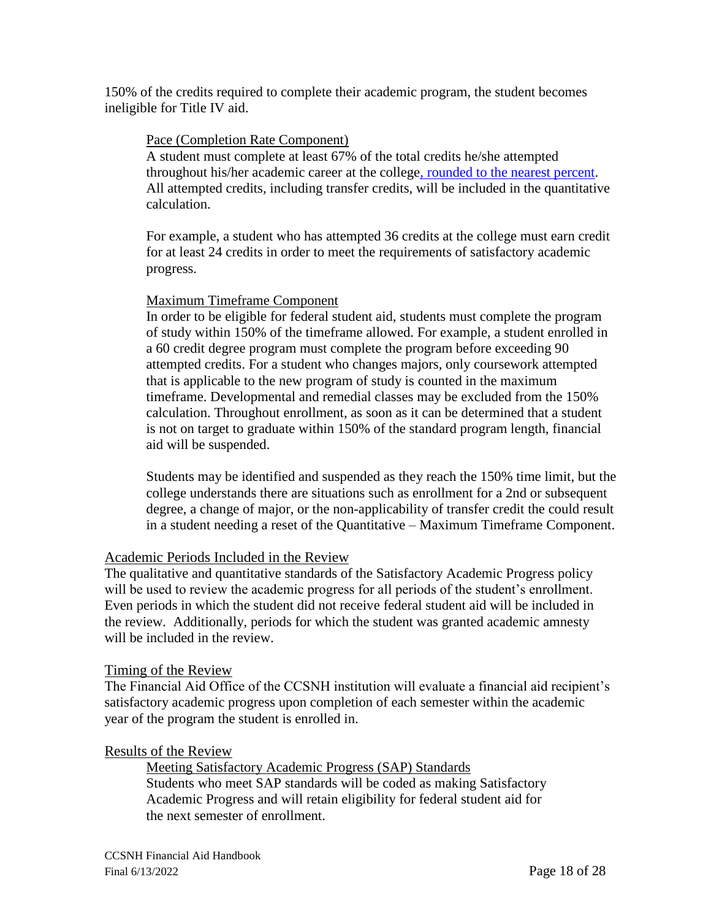150% of the credits required to complete their academic program, the student becomes ineligible for Title IV aid.

#### Pace (Completion Rate Component)

A student must complete at least 67% of the total credits he/she attempted throughout his/her academic career at the college, rounded to the nearest percent. All attempted credits, including transfer credits, will be included in the quantitative calculation.

For example, a student who has attempted 36 credits at the college must earn credit for at least 24 credits in order to meet the requirements of satisfactory academic progress.

#### Maximum Timeframe Component

In order to be eligible for federal student aid, students must complete the program of study within 150% of the timeframe allowed. For example, a student enrolled in a 60 credit degree program must complete the program before exceeding 90 attempted credits. For a student who changes majors, only coursework attempted that is applicable to the new program of study is counted in the maximum timeframe. Developmental and remedial classes may be excluded from the 150% calculation. Throughout enrollment, as soon as it can be determined that a student is not on target to graduate within 150% of the standard program length, financial aid will be suspended.

Students may be identified and suspended as they reach the 150% time limit, but the college understands there are situations such as enrollment for a 2nd or subsequent degree, a change of major, or the non-applicability of transfer credit the could result in a student needing a reset of the Quantitative – Maximum Timeframe Component.

### Academic Periods Included in the Review

The qualitative and quantitative standards of the Satisfactory Academic Progress policy will be used to review the academic progress for all periods of the student's enrollment. Even periods in which the student did not receive federal student aid will be included in the review. Additionally, periods for which the student was granted academic amnesty will be included in the review.

### Timing of the Review

The Financial Aid Office of the CCSNH institution will evaluate a financial aid recipient's satisfactory academic progress upon completion of each semester within the academic year of the program the student is enrolled in.

### Results of the Review

#### Meeting Satisfactory Academic Progress (SAP) Standards

Students who meet SAP standards will be coded as making Satisfactory Academic Progress and will retain eligibility for federal student aid for the next semester of enrollment.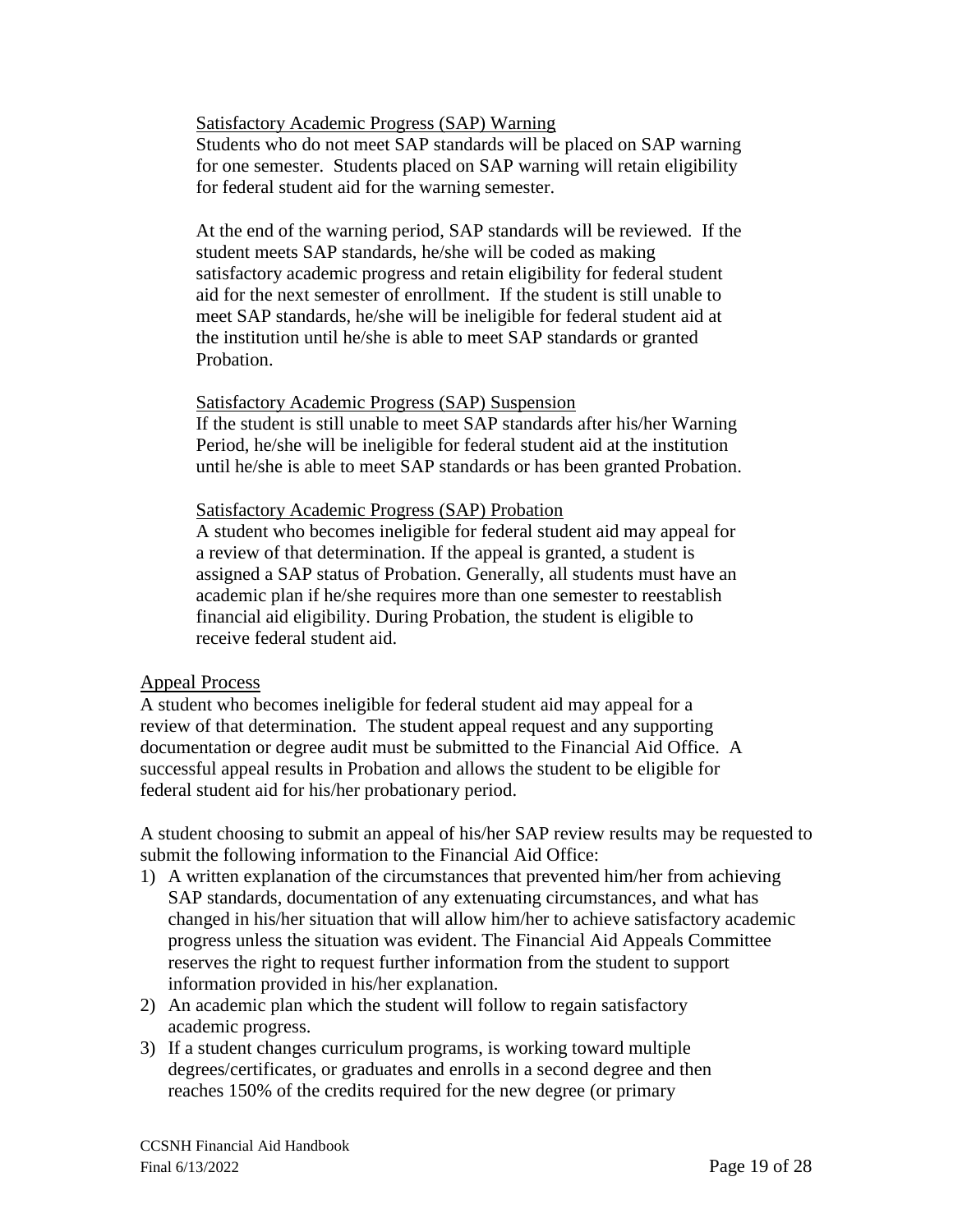### Satisfactory Academic Progress (SAP) Warning

Students who do not meet SAP standards will be placed on SAP warning for one semester. Students placed on SAP warning will retain eligibility for federal student aid for the warning semester.

At the end of the warning period, SAP standards will be reviewed. If the student meets SAP standards, he/she will be coded as making satisfactory academic progress and retain eligibility for federal student aid for the next semester of enrollment. If the student is still unable to meet SAP standards, he/she will be ineligible for federal student aid at the institution until he/she is able to meet SAP standards or granted Probation.

### Satisfactory Academic Progress (SAP) Suspension

If the student is still unable to meet SAP standards after his/her Warning Period, he/she will be ineligible for federal student aid at the institution until he/she is able to meet SAP standards or has been granted Probation.

### Satisfactory Academic Progress (SAP) Probation

A student who becomes ineligible for federal student aid may appeal for a review of that determination. If the appeal is granted, a student is assigned a SAP status of Probation. Generally, all students must have an academic plan if he/she requires more than one semester to reestablish financial aid eligibility. During Probation, the student is eligible to receive federal student aid.

## Appeal Process

A student who becomes ineligible for federal student aid may appeal for a review of that determination. The student appeal request and any supporting documentation or degree audit must be submitted to the Financial Aid Office. A successful appeal results in Probation and allows the student to be eligible for federal student aid for his/her probationary period.

A student choosing to submit an appeal of his/her SAP review results may be requested to submit the following information to the Financial Aid Office:

1) A written explanation of the circumstances that prevented him/her from achieving SAP standards, documentation of any extenuating circumstances, and what has changed in his/her situation that will allow him/her to achieve satisfactory academic progress unless the situation was evident. The Financial Aid Appeals Committee reserves the right to request further information from the student to support information provided in his/her explanation.
2) An academic plan which the student will follow to regain satisfactory academic progress.
3) If a student changes curriculum programs, is working toward multiple degrees/certificates, or graduates and enrolls in a second degree and then reaches 150% of the credits required for the new degree (or primary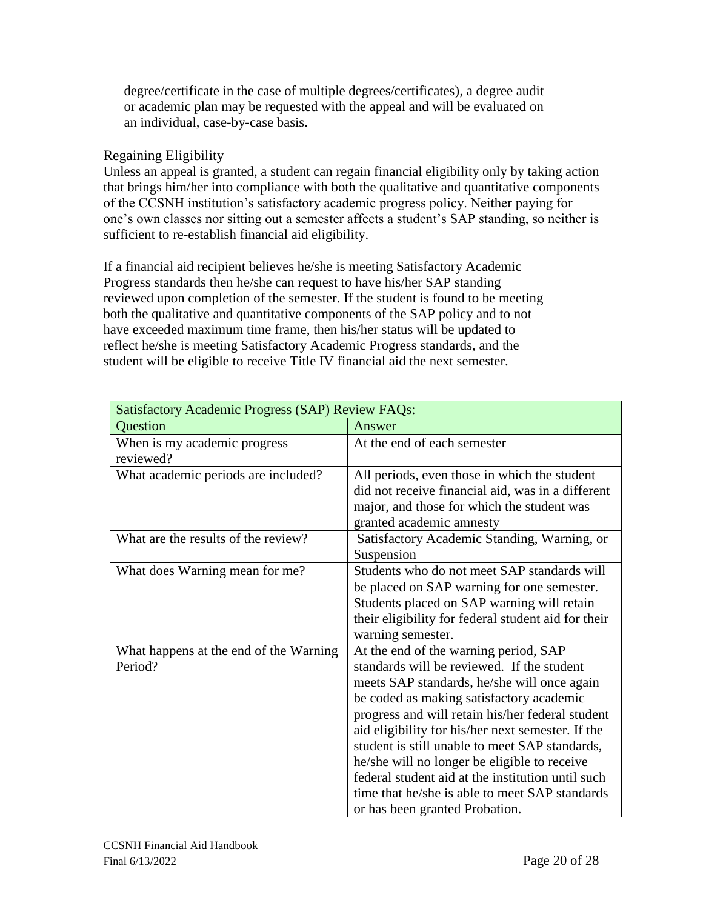degree/certificate in the case of multiple degrees/certificates), a degree audit or academic plan may be requested with the appeal and will be evaluated on an individual, case-by-case basis.

## Regaining Eligibility

Unless an appeal is granted, a student can regain financial eligibility only by taking action that brings him/her into compliance with both the qualitative and quantitative components of the CCSNH institution's satisfactory academic progress policy. Neither paying for one's own classes nor sitting out a semester affects a student's SAP standing, so neither is sufficient to re-establish financial aid eligibility.

If a financial aid recipient believes he/she is meeting Satisfactory Academic Progress standards then he/she can request to have his/her SAP standing reviewed upon completion of the semester. If the student is found to be meeting both the qualitative and quantitative components of the SAP policy and to not have exceeded maximum time frame, then his/her status will be updated to reflect he/she is meeting Satisfactory Academic Progress standards, and the student will be eligible to receive Title IV financial aid the next semester.

| Satisfactory Academic Progress (SAP) Review FAQs: | |
|---|---|
| Question | Answer |
| When is my academic progress reviewed? | At the end of each semester |
| What academic periods are included? | All periods, even those in which the student did not receive financial aid, was in a different major, and those for which the student was granted academic amnesty |
| What are the results of the review? | Satisfactory Academic Standing, Warning, or Suspension |
| What does Warning mean for me? | Students who do not meet SAP standards will be placed on SAP warning for one semester. Students placed on SAP warning will retain their eligibility for federal student aid for their warning semester. |
| What happens at the end of the Warning Period? | At the end of the warning period, SAP standards will be reviewed. If the student meets SAP standards, he/she will once again be coded as making satisfactory academic progress and will retain his/her federal student aid eligibility for his/her next semester. If the student is still unable to meet SAP standards, he/she will no longer be eligible to receive federal student aid at the institution until such time that he/she is able to meet SAP standards or has been granted Probation. |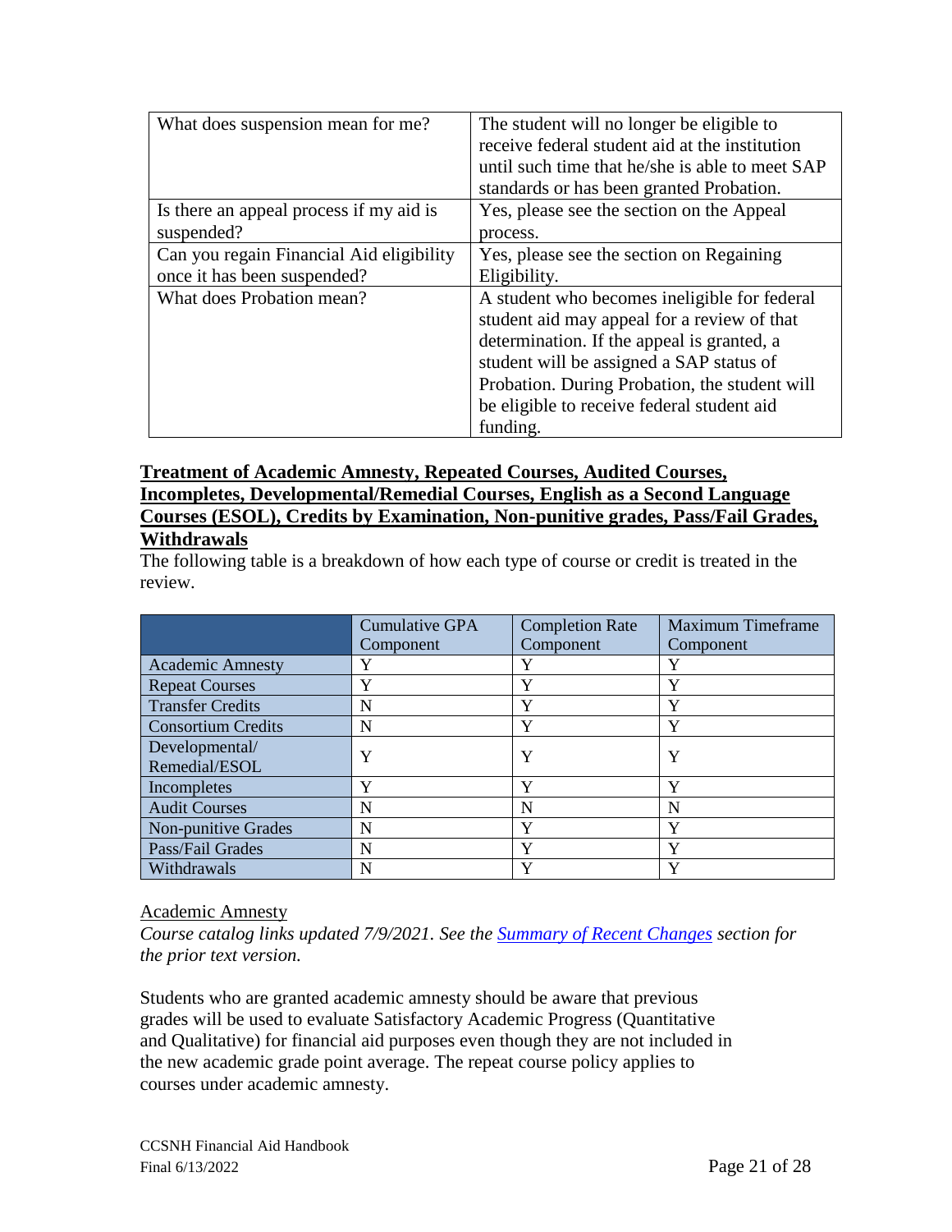| What does suspension mean for me? | The student will no longer be eligible to receive federal student aid at the institution until such time that he/she is able to meet SAP standards or has been granted Probation. |
|---|---|
| Is there an appeal process if my aid is suspended? | Yes, please see the section on the Appeal process. |
| Can you regain Financial Aid eligibility once it has been suspended? | Yes, please see the section on Regaining Eligibility. |
| What does Probation mean? | A student who becomes ineligible for federal student aid may appeal for a review of that determination. If the appeal is granted, a student will be assigned a SAP status of Probation. During Probation, the student will be eligible to receive federal student aid funding. |

## Treatment of Academic Amnesty, Repeated Courses, Audited Courses, Incompletes, Developmental/Remedial Courses, English as a Second Language Courses (ESOL), Credits by Examination, Non-punitive grades, Pass/Fail Grades, Withdrawals

The following table is a breakdown of how each type of course or credit is treated in the review.

| | Cumulative GPA Component | Completion Rate Component | Maximum Timeframe Component |
|---|---|---|---|
| Academic Amnesty | Y | Y | Y |
| Repeat Courses | Y | Y | Y |
| Transfer Credits | N | Y | Y |
| Consortium Credits | N | Y | Y |
| Developmental/ Remedial/ESOL | Y | Y | Y |
| Incompletes | Y | Y | Y |
| Audit Courses | N | N | N |
| Non-punitive Grades | N | Y | Y |
| Pass/Fail Grades | N | Y | Y |
| Withdrawals | N | Y | Y |

### Academic Amnesty

*Course catalog links updated 7/9/2021. See the [Summary of Recent Changes] section for the prior text version.*

Students who are granted academic amnesty should be aware that previous grades will be used to evaluate Satisfactory Academic Progress (Quantitative and Qualitative) for financial aid purposes even though they are not included in the new academic grade point average. The repeat course policy applies to courses under academic amnesty.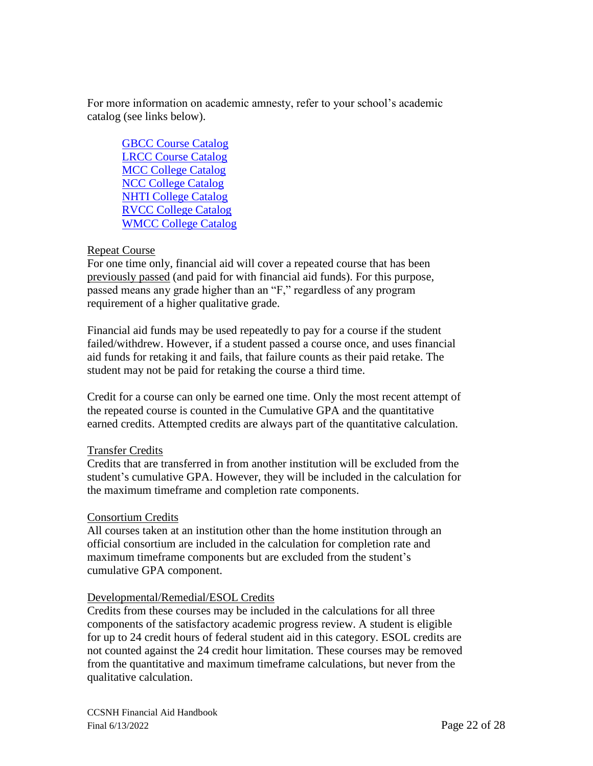For more information on academic amnesty, refer to your school's academic catalog (see links below).

- GBCC Course Catalog
- LRCC Course Catalog
- MCC College Catalog
- NCC College Catalog
- NHTI College Catalog
- RVCC College Catalog
- WMCC College Catalog

Repeat Course

For one time only, financial aid will cover a repeated course that has been previously passed (and paid for with financial aid funds). For this purpose, passed means any grade higher than an "F," regardless of any program requirement of a higher qualitative grade.

Financial aid funds may be used repeatedly to pay for a course if the student failed/withdrew. However, if a student passed a course once, and uses financial aid funds for retaking it and fails, that failure counts as their paid retake. The student may not be paid for retaking the course a third time.

Credit for a course can only be earned one time. Only the most recent attempt of the repeated course is counted in the Cumulative GPA and the quantitative earned credits. Attempted credits are always part of the quantitative calculation.

Transfer Credits

Credits that are transferred in from another institution will be excluded from the student's cumulative GPA. However, they will be included in the calculation for the maximum timeframe and completion rate components.

Consortium Credits

All courses taken at an institution other than the home institution through an official consortium are included in the calculation for completion rate and maximum timeframe components but are excluded from the student's cumulative GPA component.

Developmental/Remedial/ESOL Credits

Credits from these courses may be included in the calculations for all three components of the satisfactory academic progress review. A student is eligible for up to 24 credit hours of federal student aid in this category. ESOL credits are not counted against the 24 credit hour limitation. These courses may be removed from the quantitative and maximum timeframe calculations, but never from the qualitative calculation.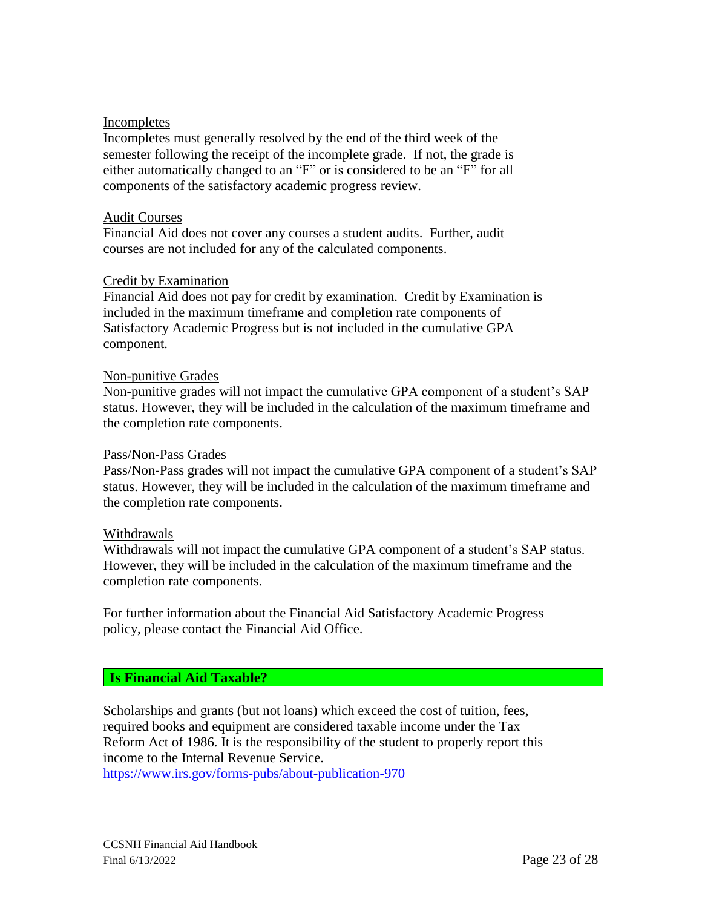Incompletes

Incompletes must generally resolved by the end of the third week of the semester following the receipt of the incomplete grade. If not, the grade is either automatically changed to an "F" or is considered to be an "F" for all components of the satisfactory academic progress review.

Audit Courses

Financial Aid does not cover any courses a student audits. Further, audit courses are not included for any of the calculated components.

Credit by Examination

Financial Aid does not pay for credit by examination. Credit by Examination is included in the maximum timeframe and completion rate components of Satisfactory Academic Progress but is not included in the cumulative GPA component.

Non-punitive Grades

Non-punitive grades will not impact the cumulative GPA component of a student's SAP status. However, they will be included in the calculation of the maximum timeframe and the completion rate components.

Pass/Non-Pass Grades

Pass/Non-Pass grades will not impact the cumulative GPA component of a student's SAP status. However, they will be included in the calculation of the maximum timeframe and the completion rate components.

Withdrawals

Withdrawals will not impact the cumulative GPA component of a student's SAP status. However, they will be included in the calculation of the maximum timeframe and the completion rate components.

For further information about the Financial Aid Satisfactory Academic Progress policy, please contact the Financial Aid Office.

## Is Financial Aid Taxable?

Scholarships and grants (but not loans) which exceed the cost of tuition, fees, required books and equipment are considered taxable income under the Tax Reform Act of 1986. It is the responsibility of the student to properly report this income to the Internal Revenue Service.
https://www.irs.gov/forms-pubs/about-publication-970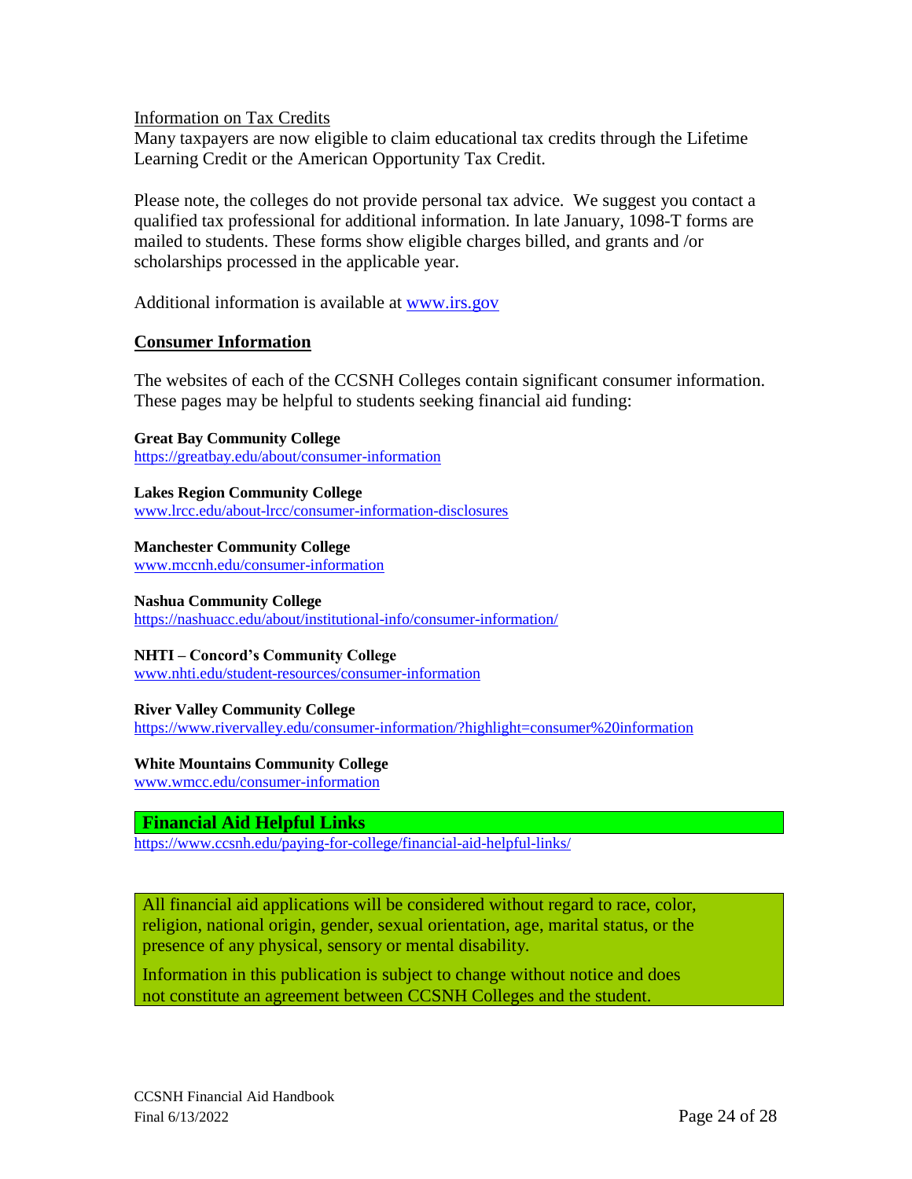Information on Tax Credits

Many taxpayers are now eligible to claim educational tax credits through the Lifetime Learning Credit or the American Opportunity Tax Credit.

Please note, the colleges do not provide personal tax advice. We suggest you contact a qualified tax professional for additional information. In late January, 1098-T forms are mailed to students. These forms show eligible charges billed, and grants and /or scholarships processed in the applicable year.

Additional information is available at www.irs.gov

## Consumer Information

The websites of each of the CCSNH Colleges contain significant consumer information. These pages may be helpful to students seeking financial aid funding:

**Great Bay Community College**
https://greatbay.edu/about/consumer-information

**Lakes Region Community College**
www.lrcc.edu/about-lrcc/consumer-information-disclosures

**Manchester Community College**
www.mccnh.edu/consumer-information

**Nashua Community College**
https://nashuacc.edu/about/institutional-info/consumer-information/

**NHTI – Concord's Community College**
www.nhti.edu/student-resources/consumer-information

**River Valley Community College**
https://www.rivervalley.edu/consumer-information/?highlight=consumer%20information

**White Mountains Community College**
www.wmcc.edu/consumer-information

**Financial Aid Helpful Links**
https://www.ccsnh.edu/paying-for-college/financial-aid-helpful-links/

All financial aid applications will be considered without regard to race, color, religion, national origin, gender, sexual orientation, age, marital status, or the presence of any physical, sensory or mental disability.

Information in this publication is subject to change without notice and does not constitute an agreement between CCSNH Colleges and the student.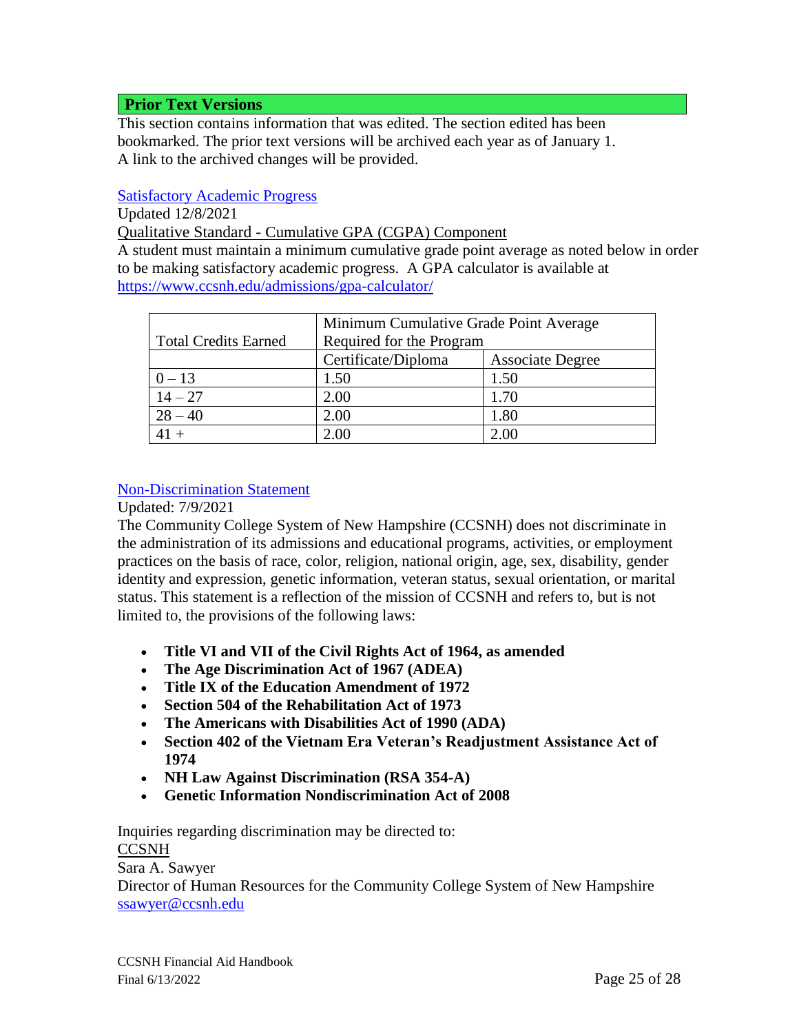## Prior Text Versions

This section contains information that was edited. The section edited has been bookmarked. The prior text versions will be archived each year as of January 1. A link to the archived changes will be provided.

Satisfactory Academic Progress

Updated 12/8/2021

Qualitative Standard - Cumulative GPA (CGPA) Component

A student must maintain a minimum cumulative grade point average as noted below in order to be making satisfactory academic progress. A GPA calculator is available at https://www.ccsnh.edu/admissions/gpa-calculator/

| Total Credits Earned | Minimum Cumulative Grade Point Average Required for the Program | |
|---|---|---|
| | Certificate/Diploma | Associate Degree |
| 0 – 13 | 1.50 | 1.50 |
| 14 – 27 | 2.00 | 1.70 |
| 28 – 40 | 2.00 | 1.80 |
| 41 + | 2.00 | 2.00 |

Non-Discrimination Statement

Updated: 7/9/2021

The Community College System of New Hampshire (CCSNH) does not discriminate in the administration of its admissions and educational programs, activities, or employment practices on the basis of race, color, religion, national origin, age, sex, disability, gender identity and expression, genetic information, veteran status, sexual orientation, or marital status. This statement is a reflection of the mission of CCSNH and refers to, but is not limited to, the provisions of the following laws:

- **Title VI and VII of the Civil Rights Act of 1964, as amended**
- **The Age Discrimination Act of 1967 (ADEA)**
- **Title IX of the Education Amendment of 1972**
- **Section 504 of the Rehabilitation Act of 1973**
- **The Americans with Disabilities Act of 1990 (ADA)**
- **Section 402 of the Vietnam Era Veteran's Readjustment Assistance Act of 1974**
- **NH Law Against Discrimination (RSA 354-A)**
- **Genetic Information Nondiscrimination Act of 2008**

Inquiries regarding discrimination may be directed to:

CCSNH

Sara A. Sawyer

Director of Human Resources for the Community College System of New Hampshire

ssawyer@ccsnh.edu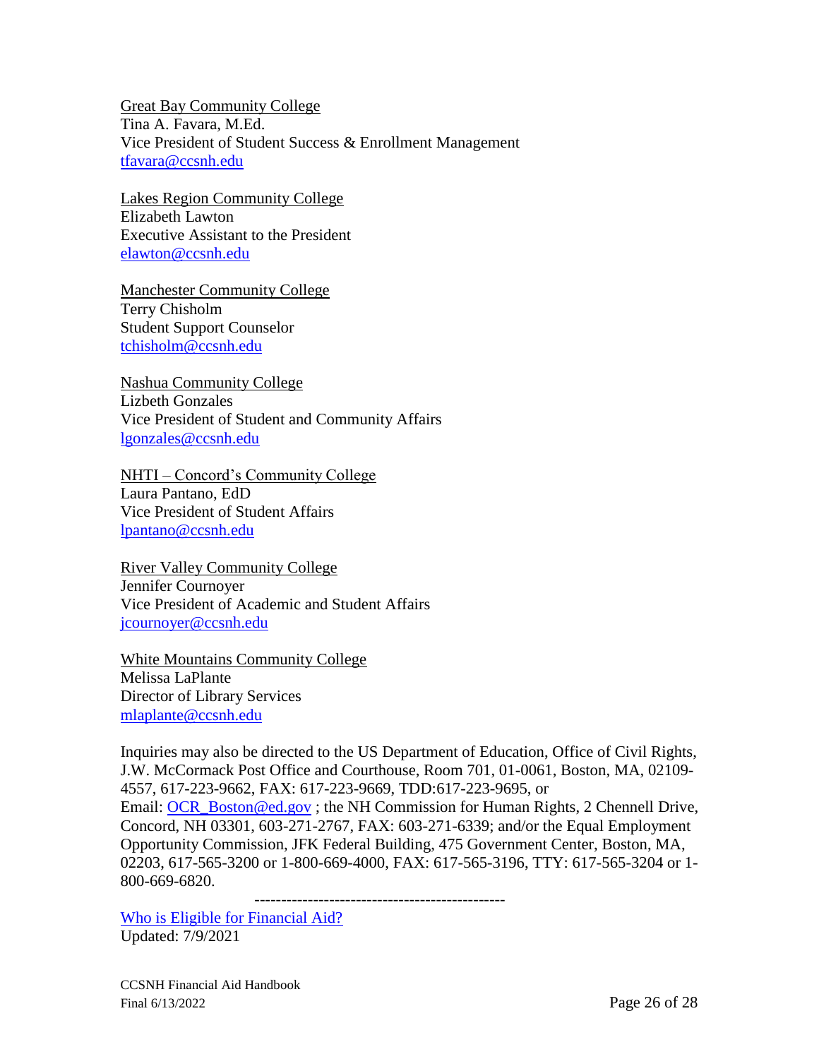Great Bay Community College
Tina A. Favara, M.Ed.
Vice President of Student Success & Enrollment Management
tfavara@ccsnh.edu

Lakes Region Community College
Elizabeth Lawton
Executive Assistant to the President
elawton@ccsnh.edu

Manchester Community College
Terry Chisholm
Student Support Counselor
tchisholm@ccsnh.edu

Nashua Community College
Lizbeth Gonzales
Vice President of Student and Community Affairs
lgonzales@ccsnh.edu

NHTI – Concord's Community College
Laura Pantano, EdD
Vice President of Student Affairs
lpantano@ccsnh.edu

River Valley Community College
Jennifer Cournoyer
Vice President of Academic and Student Affairs
jcournoyer@ccsnh.edu

White Mountains Community College
Melissa LaPlante
Director of Library Services
mlaplante@ccsnh.edu

Inquiries may also be directed to the US Department of Education, Office of Civil Rights, J.W. McCormack Post Office and Courthouse, Room 701, 01-0061, Boston, MA, 02109-4557, 617-223-9662, FAX: 617-223-9669, TDD:617-223-9695, or Email: OCR_Boston@ed.gov ; the NH Commission for Human Rights, 2 Chennell Drive, Concord, NH 03301, 603-271-2767, FAX: 603-271-6339; and/or the Equal Employment Opportunity Commission, JFK Federal Building, 475 Government Center, Boston, MA, 02203, 617-565-3200 or 1-800-669-4000, FAX: 617-565-3196, TTY: 617-565-3204 or 1-800-669-6820.

----------------------------------------------

Who is Eligible for Financial Aid?
Updated: 7/9/2021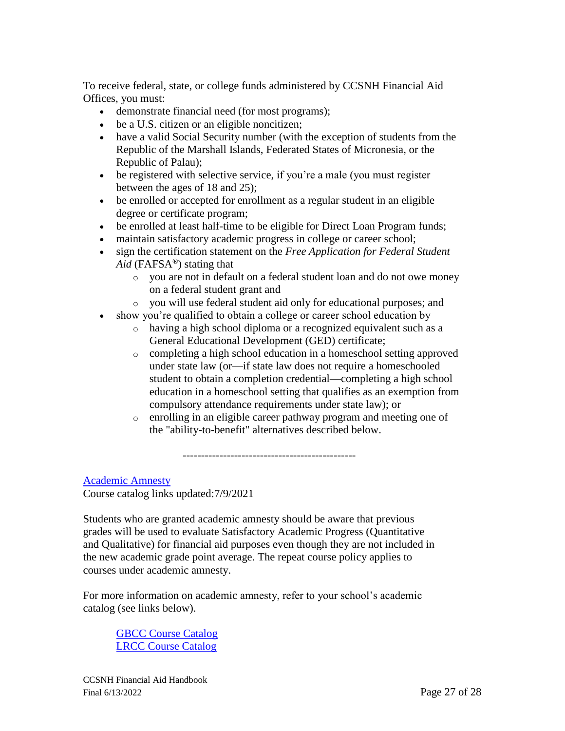To receive federal, state, or college funds administered by CCSNH Financial Aid Offices, you must:

- demonstrate financial need (for most programs);
- be a U.S. citizen or an eligible noncitizen;
- have a valid Social Security number (with the exception of students from the Republic of the Marshall Islands, Federated States of Micronesia, or the Republic of Palau);
- be registered with selective service, if you're a male (you must register between the ages of 18 and 25);
- be enrolled or accepted for enrollment as a regular student in an eligible degree or certificate program;
- be enrolled at least half-time to be eligible for Direct Loan Program funds;
- maintain satisfactory academic progress in college or career school;
- sign the certification statement on the *Free Application for Federal Student Aid* (FAFSA®) stating that
  - you are not in default on a federal student loan and do not owe money on a federal student grant and
  - you will use federal student aid only for educational purposes; and
- show you're qualified to obtain a college or career school education by
  - having a high school diploma or a recognized equivalent such as a General Educational Development (GED) certificate;
  - completing a high school education in a homeschool setting approved under state law (or—if state law does not require a homeschooled student to obtain a completion credential—completing a high school education in a homeschool setting that qualifies as an exemption from compulsory attendance requirements under state law); or
  - enrolling in an eligible career pathway program and meeting one of the "ability-to-benefit" alternatives described below.

----------------------------------------------

[Academic Amnesty]

Course catalog links updated:7/9/2021

Students who are granted academic amnesty should be aware that previous grades will be used to evaluate Satisfactory Academic Progress (Quantitative and Qualitative) for financial aid purposes even though they are not included in the new academic grade point average. The repeat course policy applies to courses under academic amnesty.

For more information on academic amnesty, refer to your school's academic catalog (see links below).

GBCC Course Catalog
LRCC Course Catalog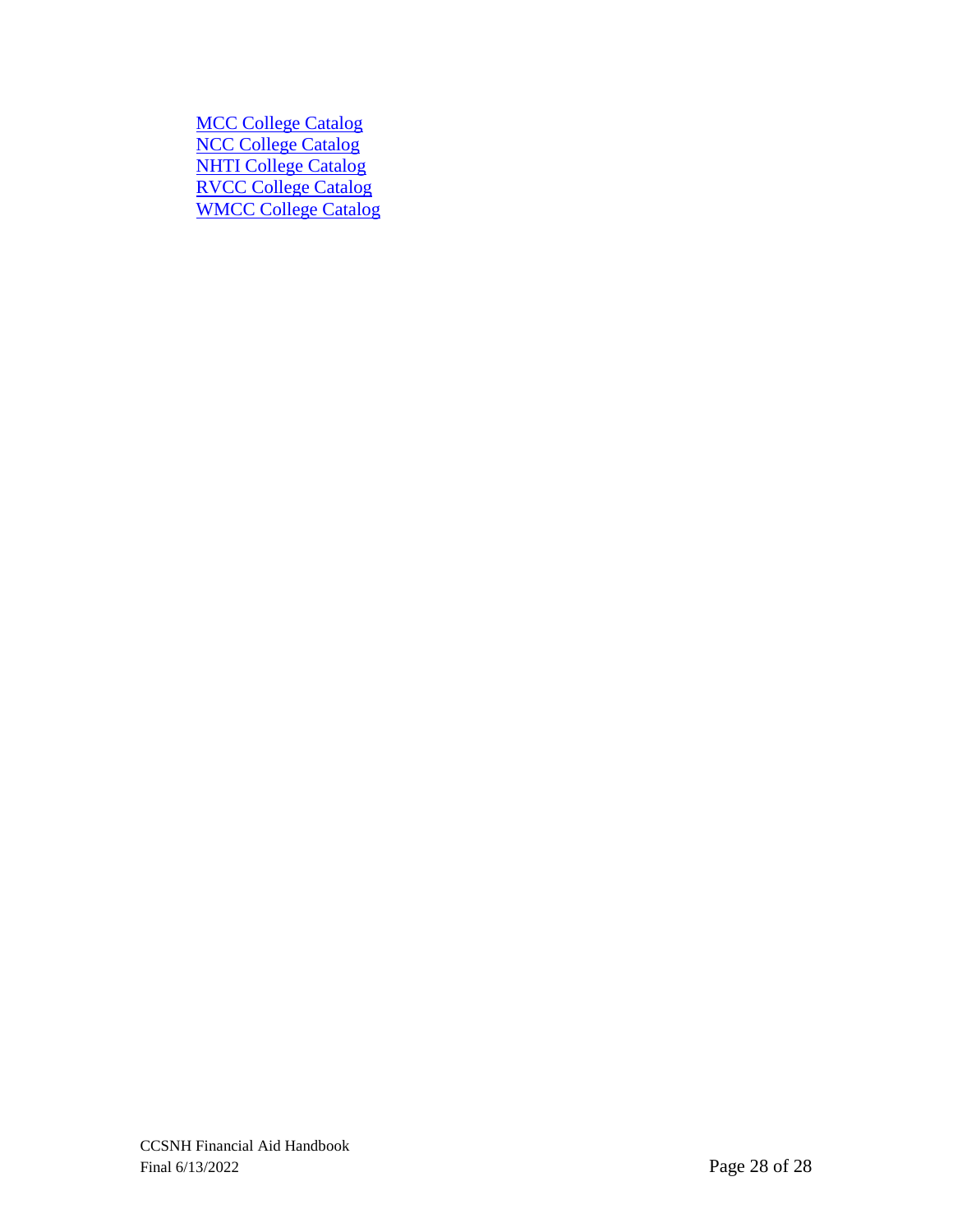MCC College Catalog
NCC College Catalog
NHTI College Catalog
RVCC College Catalog
WMCC College Catalog